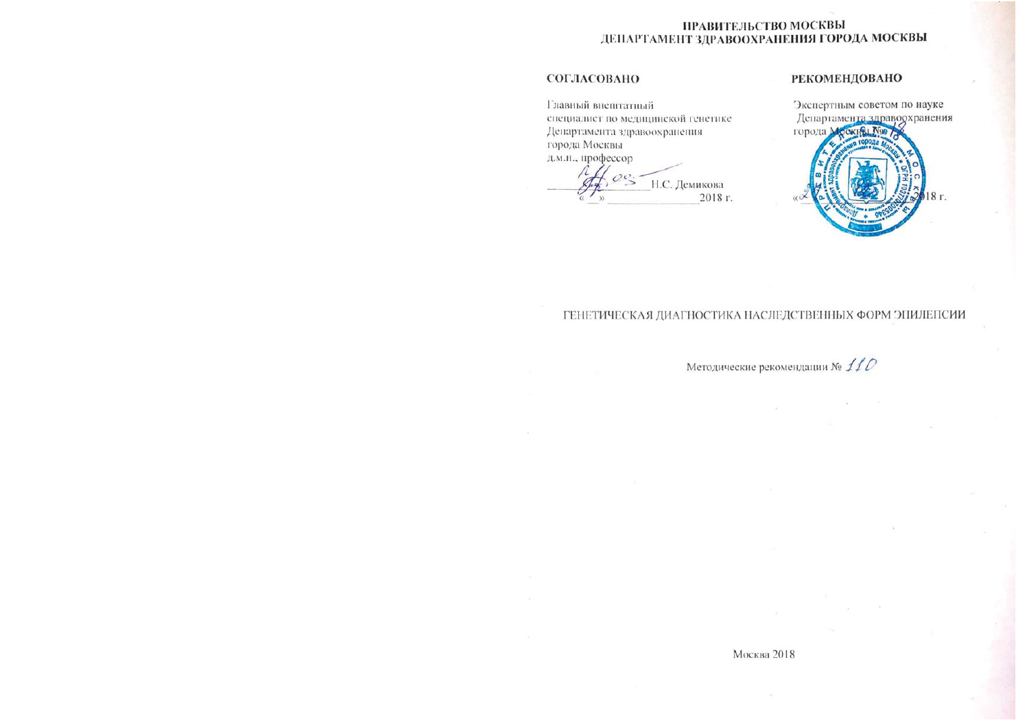**ПРАВИТЕЛЬСТВО МОСКВЫ**
**ДЕПАРТАМЕНТ ЗДРАВООХРАНЕНИЯ ГОРОДА МОСКВЫ**

**СОГЛАСОВАНО**

Главный внештатный
специалист по медицинской генетике
Департамента здравоохранения
города Москвы
д.м.н., профессор
_______________ Н.С. Демикова
«__» _______________ 2018 г.

**РЕКОМЕНДОВАНО**

Экспертным советом по науке
Департамента здравоохранения
города Москвы № 18
«__» _______________ 2018 г.

ГЕНЕТИЧЕСКАЯ ДИАГНОСТИКА НАСЛЕДСТВЕННЫХ ФОРМ ЭПИЛЕПСИИ

Методические рекомендации № 110

Москва 2018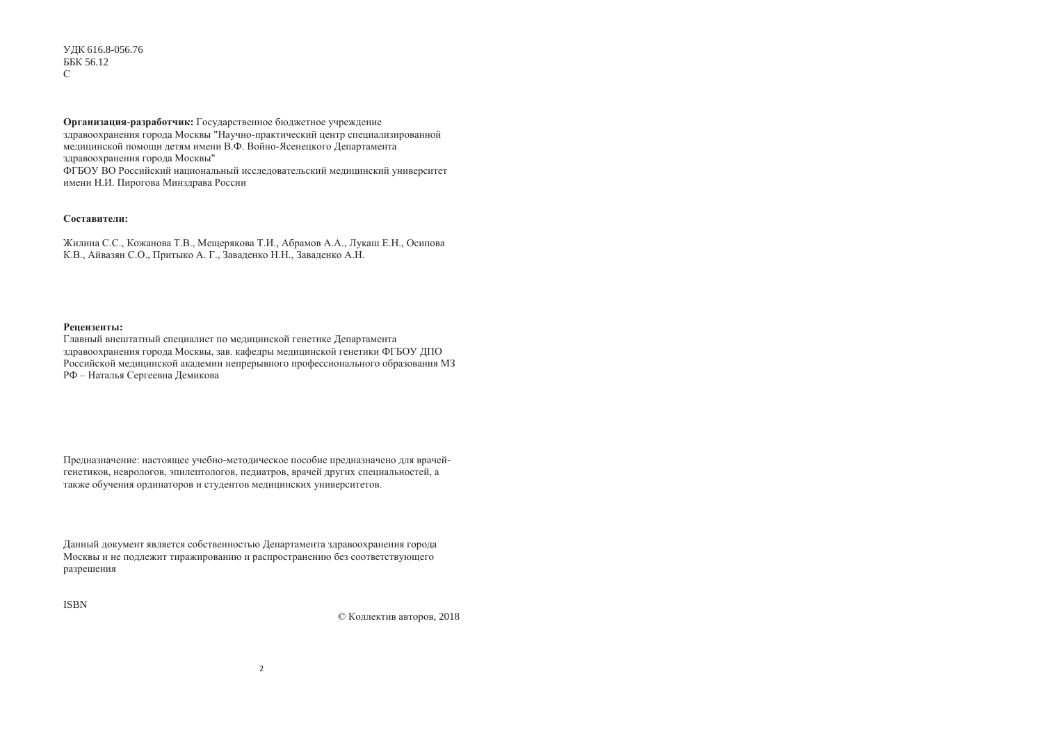УДК 616.8-056.76
ББК 56.12
С

**Организация-разработчик:** Государственное бюджетное учреждение здравоохранения города Москвы "Научно-практический центр специализированной медицинской помощи детям имени В.Ф. Войно-Ясенецкого Департамента здравоохранения города Москвы"
ФГБОУ ВО Российский национальный исследовательский медицинский университет имени Н.И. Пирогова Минздрава России

**Составители:**

Жилина С.С., Кожанова Т.В., Мещерякова Т.И., Абрамов А.А., Лукаш Е.Н., Осипова К.В., Айвазян С.О., Притыко А. Г., Заваденко Н.Н., Заваденко А.Н.

**Рецензенты:**
Главный внештатный специалист по медицинской генетике Департамента здравоохранения города Москвы, зав. кафедры медицинской генетики ФГБОУ ДПО Российской медицинской академии непрерывного профессионального образования МЗ РФ – Наталья Сергеевна Демикова

Предназначение: настоящее учебно-методическое пособие предназначено для врачей-генетиков, неврологов, эпилептологов, педиатров, врачей других специальностей, а также обучения ординаторов и студентов медицинских университетов.

Данный документ является собственностью Департамента здравоохранения города Москвы и не подлежит тиражированию и распространению без соответствующего разрешения

ISBN

© Коллектив авторов, 2018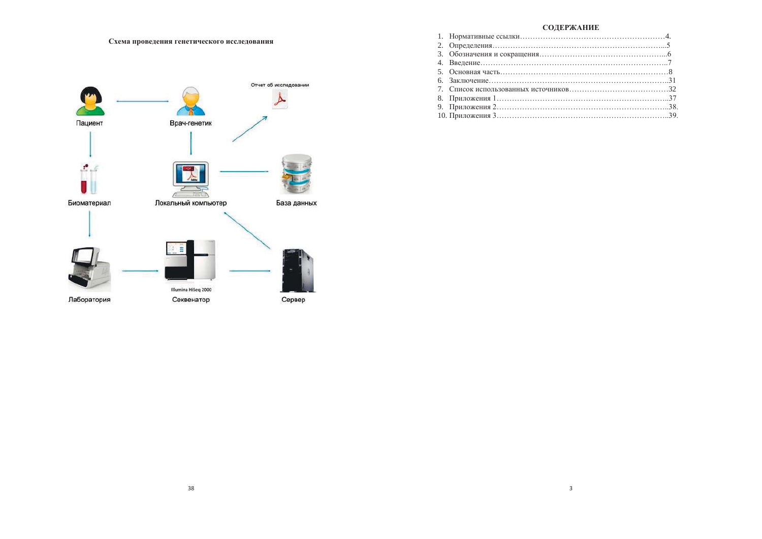## Схема проведения генетического исследования

Пациент — Врач-генетик — Отчет об исследовании

Биоматериал — Локальный компьютер — База данных

Лаборатория — Секвенатор (Illumina HiSeq 2000) — Сервер

## СОДЕРЖАНИЕ

1. Нормативные ссылки……………………………………………………4.
2. Определения……………………………………………………………..5
3. Обозначения и сокращения…………………………………………...6
4. Введение…………………………………………………………………..7
5. Основная часть…………………………………………………………8
6. Заключение……………………………………………………………..31
7. Список использованных источников………………………………32
8. Приложения 1…………………………………………………………..37
9. Приложения 2…………………………………………………………..38.
10. Приложения 3…………………………………………………………..39.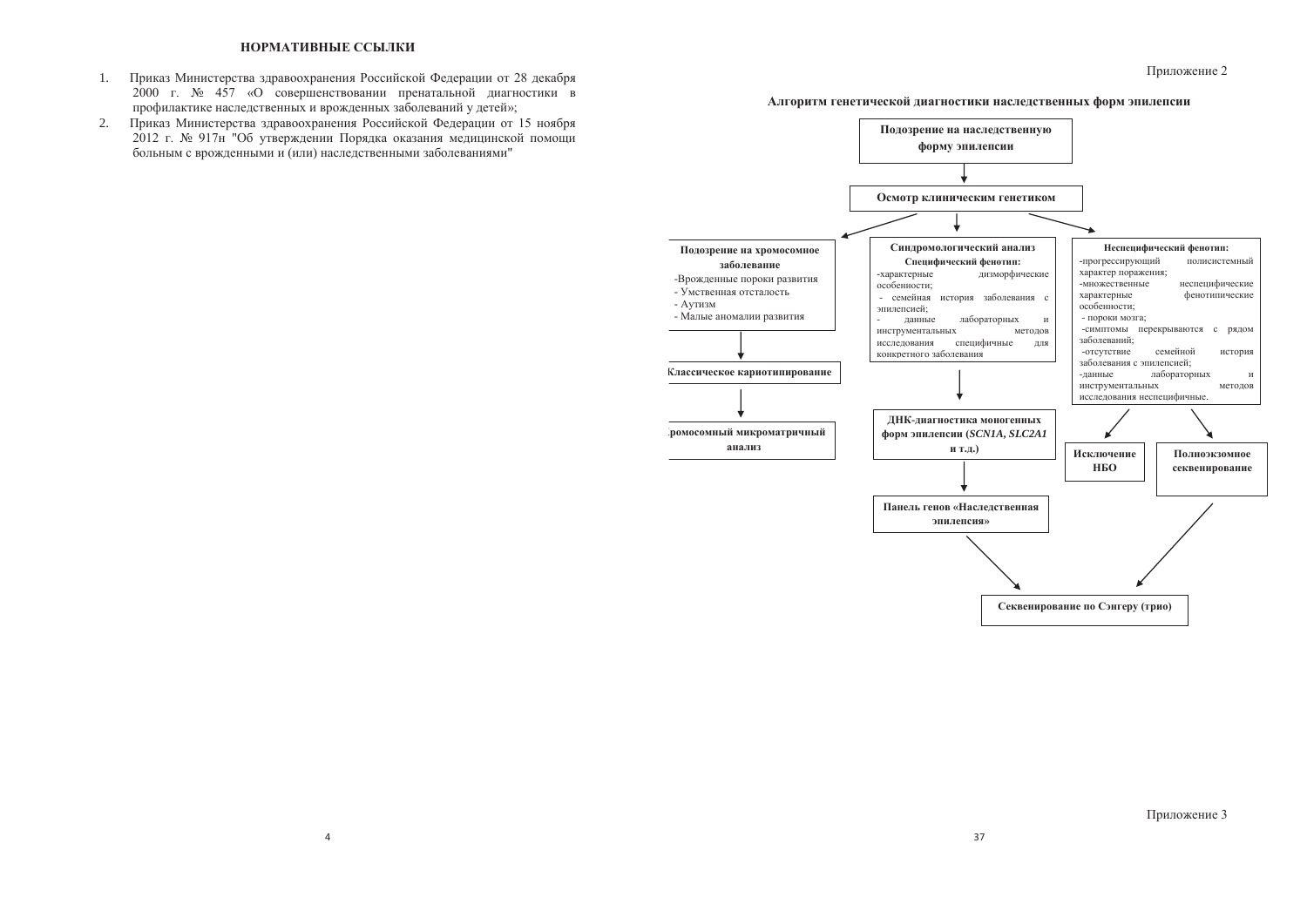## НОРМАТИВНЫЕ ССЫЛКИ

1. Приказ Министерства здравоохранения Российской Федерации от 28 декабря 2000 г. № 457 «О совершенствовании пренатальной диагностики в профилактике наследственных и врожденных заболеваний у детей»;
2. Приказ Министерства здравоохранения Российской Федерации от 15 ноября 2012 г. № 917н "Об утверждении Порядка оказания медицинской помощи больным с врожденными и (или) наследственными заболеваниями"

Приложение 2

### Алгоритм генетической диагностики наследственных форм эпилепсии

**Подозрение на наследственную форму эпилепсии**

↓

**Осмотр клиническим генетиком**

↓

**Подозрение на хромосомное заболевание**
- Врожденные пороки развития
- Умственная отсталость
- Аутизм
- Малые аномалии развития

↓

**Классическое кариотипирование**

↓

**Хромосомный микроматричный анализ**

---

**Синдромологический анализ**
**Специфический фенотип:**
- характерные дизморфические особенности;
- семейная история заболевания с эпилепсией;
- данные лабораторных и инструментальных методов исследования специфичные для конкретного заболевания

↓

**ДНК-диагностика моногенных форм эпилепсии (*SCN1A*, *SLC2A1* и т.д.)**

↓

**Панель генов «Наследственная эпилепсия»**

↓

**Секвенирование по Сэнгеру (трио)**

---

**Неспецифический фенотип:**
- прогрессирующий полисистемный характер поражения;
- множественные неспецифические характерные фенотипические особенности;
- пороки мозга;
- симптомы перекрываются с рядом заболеваний;
- отсутствие семейной история заболевания с эпилепсией;
- данные лабораторных и инструментальных методов исследования неспецифичные.

↓

**Исключение НБО** | **Полноэкзомное секвенирование**

↓ (от полноэкзомного секвенирования)

**Секвенирование по Сэнгеру (трио)**

Приложение 3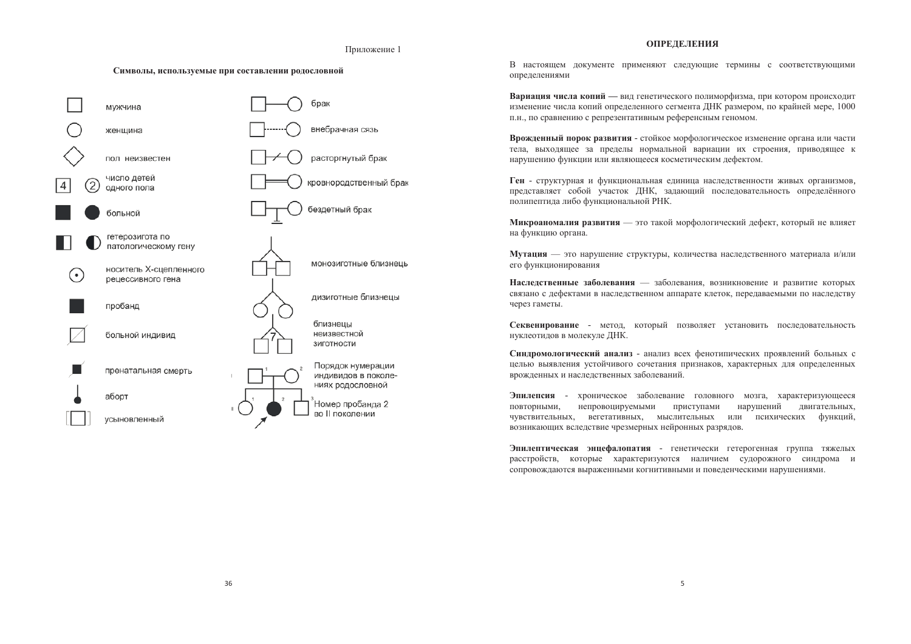Приложение 1

**Символы, используемые при составлении родословной**

- мужчина
- женщина
- пол неизвестен
- число детей одного пола
- больной
- гетерозигота по патологическому гену
- носитель Х-сцепленного рецессивного гена
- пробанд
- больной индивид
- пренатальная смерть
- аборт
- усыновленный
- брак
- внебрачная связь
- расторгнутый брак
- кровнородственный брак
- бездетный брак
- монозиготные близнець
- дизиготные близнецы
- близнецы неизвестной зиготности
- Порядок нумерации индивидов в поколениях родословной
- Номер пробанда 2 во II поколении

## ОПРЕДЕЛЕНИЯ

В настоящем документе применяют следующие термины с соответствующими определениями

**Вариация числа копий** — вид генетического полиморфизма, при котором происходит изменение числа копий определенного сегмента ДНК размером, по крайней мере, 1000 п.н., по сравнению с репрезентативным референсным геномом.

**Врожденный порок развития** - стойкое морфологическое изменение органа или части тела, выходящее за пределы нормальной вариации их строения, приводящее к нарушению функции или являющееся косметическим дефектом.

**Ген** - структурная и функциональная единица наследственности живых организмов, представляет собой участок ДНК, задающий последовательность определённого полипептида либо функциональной РНК.

**Микроаномалия развития** — это такой морфологический дефект, который не влияет на функцию органа.

**Мутация** — это нарушение структуры, количества наследственного материала и/или его функционирования

**Наследственные заболевания** — заболевания, возникновение и развитие которых связано с дефектами в наследственном аппарате клеток, передаваемыми по наследству через гаметы.

**Секвенирование** - метод, который позволяет установить последовательность нуклеотидов в молекуле ДНК.

**Синдромологический анализ** - анализ всех фенотипических проявлений больных с целью выявления устойчивого сочетания признаков, характерных для определенных врожденных и наследственных заболеваний.

**Эпилепсия** - хроническое заболевание головного мозга, характеризующееся повторными, непровоцируемыми приступами нарушений двигательных, чувствительных, вегетативных, мыслительных или психических функций, возникающих вследствие чрезмерных нейронных разрядов.

**Эпилептическая энцефалопатия** - генетически гетерогенная группа тяжелых расстройств, которые характеризуются наличием судорожного синдрома и сопровождаются выраженными когнитивными и поведенческими нарушениями.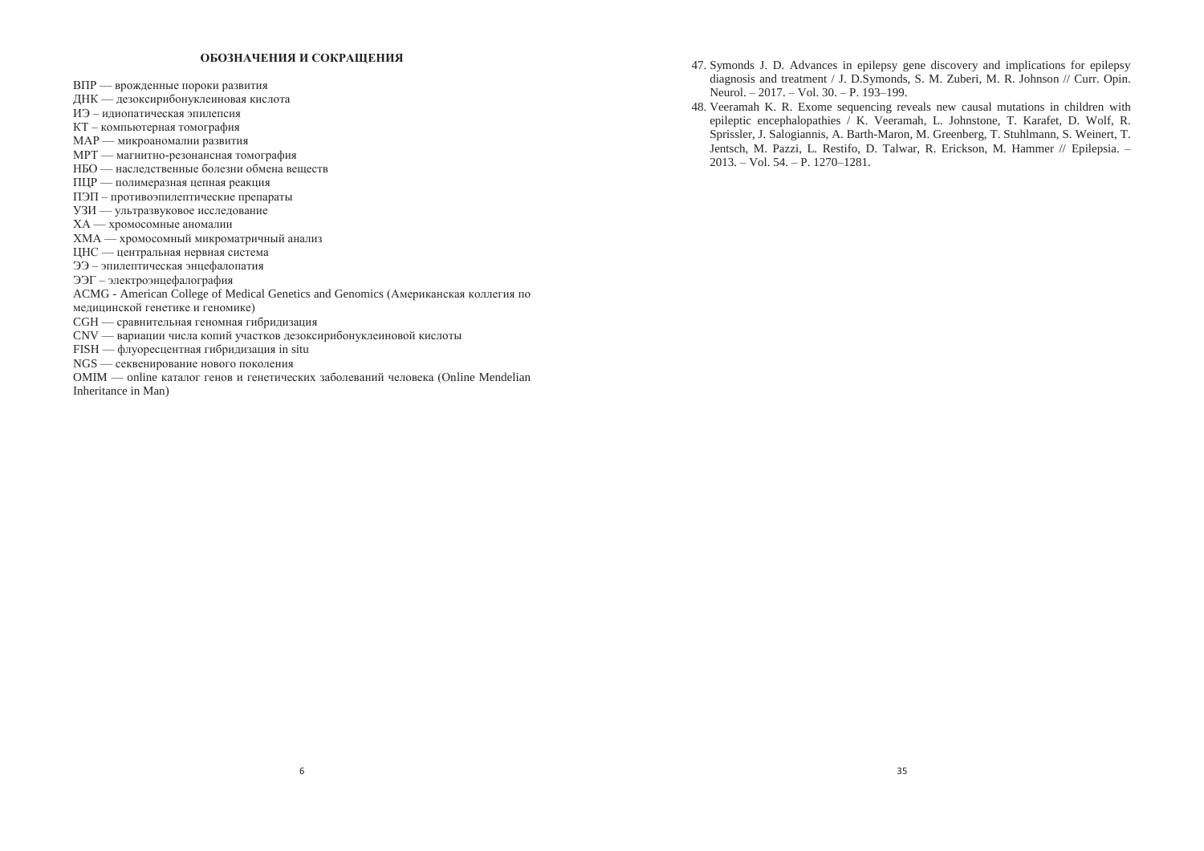## ОБОЗНАЧЕНИЯ И СОКРАЩЕНИЯ

ВПР — врожденные пороки развития
ДНК — дезоксирибонуклеиновая кислота
ИЭ – идиопатическая эпилепсия
КТ – компьютерная томография
МАР — микроаномалии развития
МРТ — магнитно-резонансная томография
НБО — наследственные болезни обмена веществ
ПЦР — полимеразная цепная реакция
ПЭП – противоэпилептические препараты
УЗИ — ультразвуковое исследование
ХА — хромосомные аномалии
ХМА — хромосомный микроматричный анализ
ЦНС — центральная нервная система
ЭЭ – эпилептическая энцефалопатия
ЭЭГ – электроэнцефалография
ACMG - American College of Medical Genetics and Genomics (Американская коллегия по медицинской генетике и геномике)
CGH — сравнительная геномная гибридизация
CNV — вариации числа копий участков дезоксирибонуклеиновой кислоты
FISH — флуоресцентная гибридизация in situ
NGS — секвенирование нового поколения
OMIM — online каталог генов и генетических заболеваний человека (Online Mendelian Inheritance in Man)

47. Symonds J. D. Advances in epilepsy gene discovery and implications for epilepsy diagnosis and treatment / J. D.Symonds, S. M. Zuberi, M. R. Johnson // Curr. Opin. Neurol. – 2017. – Vol. 30. – P. 193–199.
48. Veeramah K. R. Exome sequencing reveals new causal mutations in children with epileptic encephalopathies / K. Veeramah, L. Johnstone, T. Karafet, D. Wolf, R. Sprissler, J. Salogiannis, A. Barth-Maron, M. Greenberg, T. Stuhlmann, S. Weinert, T. Jentsch, M. Pazzi, L. Restifo, D. Talwar, R. Erickson, M. Hammer // Epilepsia. – 2013. – Vol. 54. – P. 1270–1281.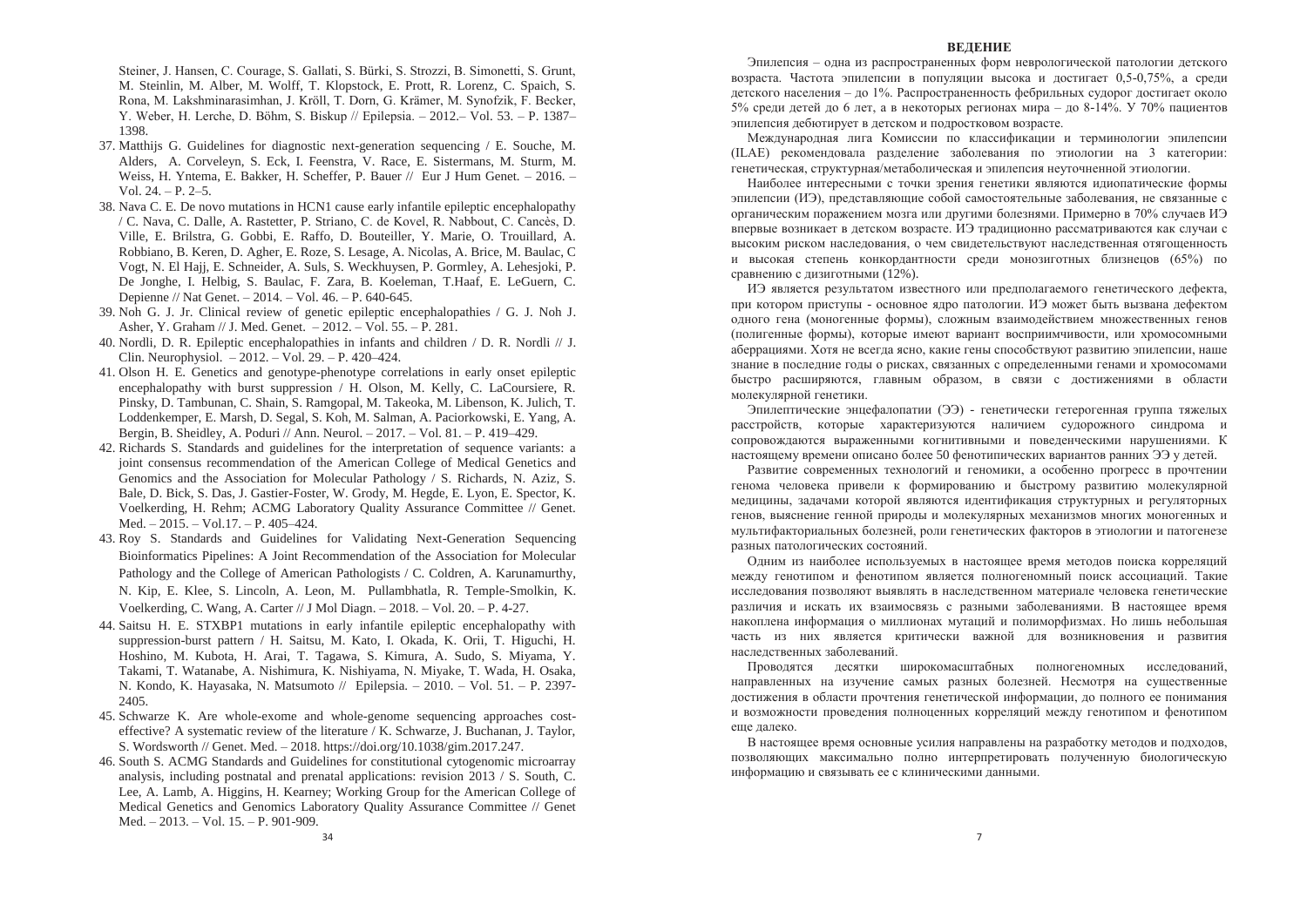Steiner, J. Hansen, C. Courage, S. Gallati, S. Bürki, S. Strozzi, B. Simonetti, S. Grunt, M. Steinlin, M. Alber, M. Wolff, T. Klopstock, E. Prott, R. Lorenz, C. Spaich, S. Rona, M. Lakshminarasimhan, J. Kröll, T. Dorn, G. Krämer, M. Synofzik, F. Becker, Y. Weber, H. Lerche, D. Böhm, S. Biskup // Epilepsia. – 2012.– Vol. 53. – P. 1387–1398.

37. Matthijs G. Guidelines for diagnostic next-generation sequencing / E. Souche, M. Alders, A. Corveleyn, S. Eck, I. Feenstra, V. Race, E. Sistermans, M. Sturm, M. Weiss, H. Yntema, E. Bakker, H. Scheffer, P. Bauer // Eur J Hum Genet. – 2016. – Vol. 24. – P. 2–5.
38. Nava C. E. De novo mutations in HCN1 cause early infantile epileptic encephalopathy / C. Nava, C. Dalle, A. Rastetter, P. Striano, C. de Kovel, R. Nabbout, C. Cancès, D. Ville, E. Brilstra, G. Gobbi, E. Raffo, D. Bouteiller, Y. Marie, O. Trouillard, A. Robbiano, B. Keren, D. Agher, E. Roze, S. Lesage, A. Nicolas, A. Brice, M. Baulac, C Vogt, N. El Hajj, E. Schneider, A. Suls, S. Weckhuysen, P. Gormley, A. Lehesjoki, P. De Jonghe, I. Helbig, S. Baulac, F. Zara, B. Koeleman, T.Haaf, E. LeGuern, C. Depienne // Nat Genet. – 2014. – Vol. 46. – P. 640-645.
39. Noh G. J. Jr. Clinical review of genetic epileptic encephalopathies / G. J. Noh J. Asher, Y. Graham // J. Med. Genet. – 2012. – Vol. 55. – P. 281.
40. Nordli, D. R. Epileptic encephalopathies in infants and children / D. R. Nordli // J. Clin. Neurophysiol. – 2012. – Vol. 29. – P. 420–424.
41. Olson H. E. Genetics and genotype-phenotype correlations in early onset epileptic encephalopathy with burst suppression / H. Olson, M. Kelly, C. LaCoursiere, R. Pinsky, D. Tambunan, C. Shain, S. Ramgopal, M. Takeoka, M. Libenson, K. Julich, T. Loddenkemper, E. Marsh, D. Segal, S. Koh, M. Salman, A. Paciorkowski, E. Yang, A. Bergin, B. Sheidley, A. Poduri // Ann. Neurol. – 2017. – Vol. 81. – P. 419–429.
42. Richards S. Standards and guidelines for the interpretation of sequence variants: a joint consensus recommendation of the American College of Medical Genetics and Genomics and the Association for Molecular Pathology / S. Richards, N. Aziz, S. Bale, D. Bick, S. Das, J. Gastier-Foster, W. Grody, M. Hegde, E. Lyon, E. Spector, K. Voelkerding, H. Rehm; ACMG Laboratory Quality Assurance Committee // Genet. Med. – 2015. – Vol.17. – P. 405–424.
43. Roy S. Standards and Guidelines for Validating Next-Generation Sequencing Bioinformatics Pipelines: A Joint Recommendation of the Association for Molecular Pathology and the College of American Pathologists / C. Coldren, A. Karunamurthy, N. Kip, E. Klee, S. Lincoln, A. Leon, M. Pullambhatla, R. Temple-Smolkin, K. Voelkerding, C. Wang, A. Carter // J Mol Diagn. – 2018. – Vol. 20. – P. 4-27.
44. Saitsu H. E. STXBP1 mutations in early infantile epileptic encephalopathy with suppression-burst pattern / H. Saitsu, M. Kato, I. Okada, K. Orii, T. Higuchi, H. Hoshino, M. Kubota, H. Arai, T. Tagawa, S. Kimura, A. Sudo, S. Miyama, Y. Takami, T. Watanabe, A. Nishimura, K. Nishiyama, N. Miyake, T. Wada, H. Osaka, N. Kondo, K. Hayasaka, N. Matsumoto // Epilepsia. – 2010. – Vol. 51. – P. 2397-2405.
45. Schwarze K. Are whole-exome and whole-genome sequencing approaches cost-effective? A systematic review of the literature / K. Schwarze, J. Buchanan, J. Taylor, S. Wordsworth // Genet. Med. – 2018. https://doi.org/10.1038/gim.2017.247.
46. South S. ACMG Standards and Guidelines for constitutional cytogenomic microarray analysis, including postnatal and prenatal applications: revision 2013 / S. South, C. Lee, A. Lamb, A. Higgins, H. Kearney; Working Group for the American College of Medical Genetics and Genomics Laboratory Quality Assurance Committee // Genet Med. – 2013. – Vol. 15. – P. 901-909.

## ВЕДЕНИЕ

Эпилепсия – одна из распространенных форм неврологической патологии детского возраста. Частота эпилепсии в популяции высока и достигает 0,5-0,75%, а среди детского населения – до 1%. Распространенность фебрильных судорог достигает около 5% среди детей до 6 лет, а в некоторых регионах мира – до 8-14%. У 70% пациентов эпилепсия дебютирует в детском и подростковом возрасте.

Международная лига Комиссии по классификации и терминологии эпилепсии (ILAE) рекомендовала разделение заболевания по этиологии на 3 категории: генетическая, структурная/метаболическая и эпилепсия неуточненной этиологии.

Наиболее интересными с точки зрения генетики являются идиопатические формы эпилепсии (ИЭ), представляющие собой самостоятельные заболевания, не связанные с органическим поражением мозга или другими болезнями. Примерно в 70% случаев ИЭ впервые возникает в детском возрасте. ИЭ традиционно рассматриваются как случаи с высоким риском наследования, о чем свидетельствуют наследственная отягощенность и высокая степень конкордантности среди монозиготных близнецов (65%) по сравнению с дизиготными (12%).

ИЭ является результатом известного или предполагаемого генетического дефекта, при котором приступы - основное ядро патологии. ИЭ может быть вызвана дефектом одного гена (моногенные формы), сложным взаимодействием множественных генов (полигенные формы), которые имеют вариант восприимчивости, или хромосомными аберрациями. Хотя не всегда ясно, какие гены способствуют развитию эпилепсии, наше знание в последние годы о рисках, связанных с определенными генами и хромосомами быстро расширяются, главным образом, в связи с достижениями в области молекулярной генетики.

Эпилептические энцефалопатии (ЭЭ) - генетически гетерогенная группа тяжелых расстройств, которые характеризуются наличием судорожного синдрома и сопровождаются выраженными когнитивными и поведенческими нарушениями. К настоящему времени описано более 50 фенотипических вариантов ранних ЭЭ у детей.

Развитие современных технологий и геномики, а особенно прогресс в прочтении генома человека привели к формированию и быстрому развитию молекулярной медицины, задачами которой являются идентификация структурных и регуляторных генов, выяснение генной природы и молекулярных механизмов многих моногенных и мультифакториальных болезней, роли генетических факторов в этиологии и патогенезе разных патологических состояний.

Одним из наиболее используемых в настоящее время методов поиска корреляций между генотипом и фенотипом является полногеномный поиск ассоциаций. Такие исследования позволяют выявлять в наследственном материале человека генетические различия и искать их взаимосвязь с разными заболеваниями. В настоящее время накоплена информация о миллионах мутаций и полиморфизмах. Но лишь небольшая часть из них является критически важной для возникновения и развития наследственных заболеваний.

Проводятся десятки широкомасштабных полногеномных исследований, направленных на изучение самых разных болезней. Несмотря на существенные достижения в области прочтения генетической информации, до полного ее понимания и возможности проведения полноценных корреляций между генотипом и фенотипом еще далеко.

В настоящее время основные усилия направлены на разработку методов и подходов, позволяющих максимально полно интерпретировать полученную биологическую информацию и связывать ее с клиническими данными.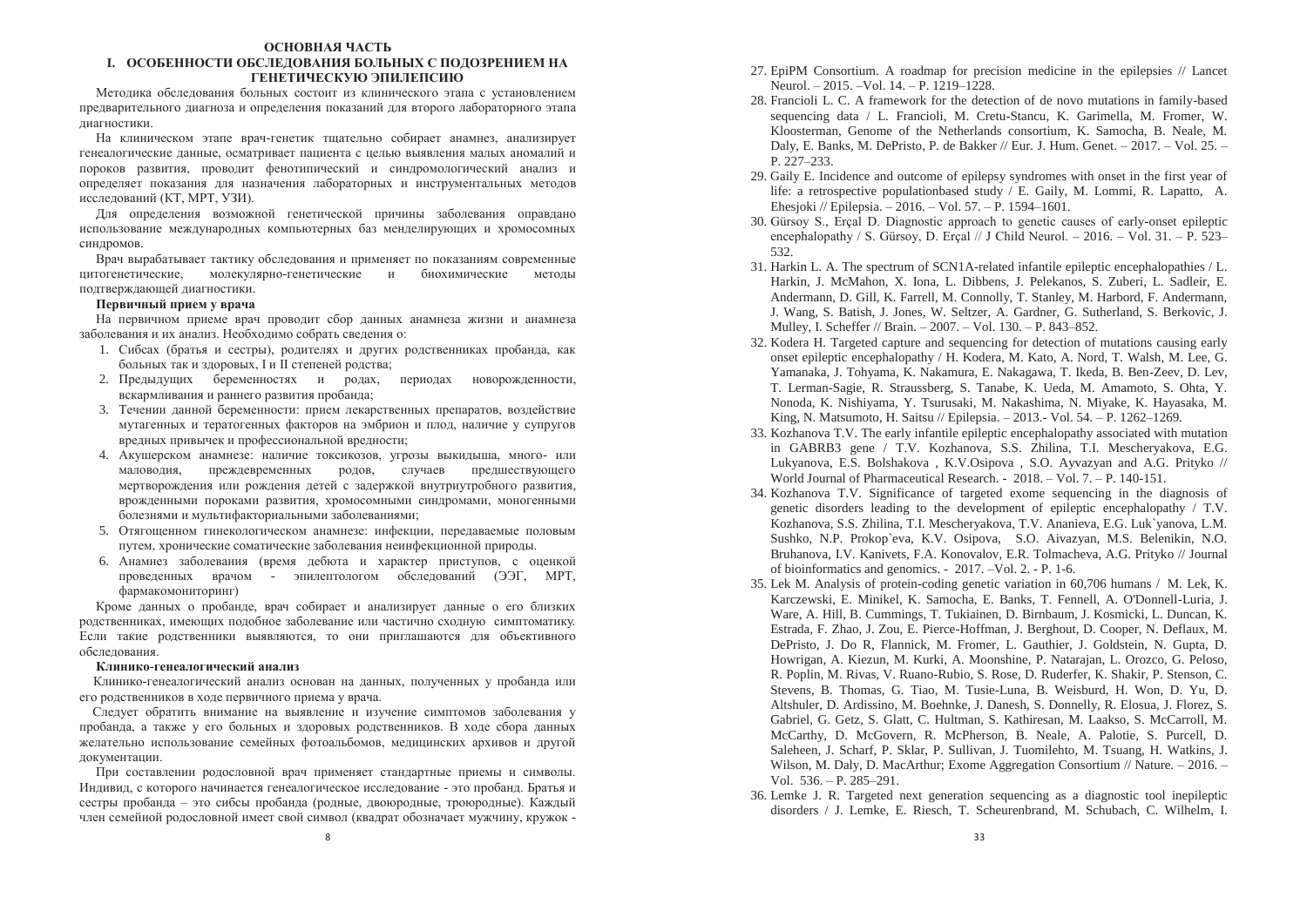## ОСНОВНАЯ ЧАСТЬ

### I. ОСОБЕННОСТИ ОБСЛЕДОВАНИЯ БОЛЬНЫХ С ПОДОЗРЕНИЕМ НА ГЕНЕТИЧЕСКУЮ ЭПИЛЕПСИЮ

Методика обследования больных состоит из клинического этапа с установлением предварительного диагноза и определения показаний для второго лабораторного этапа диагностики.

На клиническом этапе врач-генетик тщательно собирает анамнез, анализирует генеалогические данные, осматривает пациента с целью выявления малых аномалий и пороков развития, проводит фенотипический и синдромологический анализ и определяет показания для назначения лабораторных и инструментальных методов исследований (КТ, МРТ, УЗИ).

Для определения возможной генетической причины заболевания оправдано использование международных компьютерных баз менделирующих и хромосомных синдромов.

Врач вырабатывает тактику обследования и применяет по показаниям современные цитогенетические, молекулярно-генетические и биохимические методы подтверждающей диагностики.

**Первичный прием у врача**

На первичном приеме врач проводит сбор данных анамнеза жизни и анамнеза заболевания и их анализ. Необходимо собрать сведения о:

1. Сибсах (братья и сестры), родителях и других родственниках пробанда, как больных так и здоровых, I и II степеней родства;
2. Предыдущих беременностях и родах, периодах новорожденности, вскармливания и раннего развития пробанда;
3. Течении данной беременности: прием лекарственных препаратов, воздействие мутагенных и тератогенных факторов на эмбрион и плод, наличие у супругов вредных привычек и профессиональной вредности;
4. Акушерском анамнезе: наличие токсикозов, угрозы выкидыша, много- или маловодия, преждевременных родов, случаев предшествующего мертворождения или рождения детей с задержкой внутриутробного развития, врожденными пороками развития, хромосомными синдромами, моногенными болезнями и мультифакториальными заболеваниями;
5. Отягощенном гинекологическом анамнезе: инфекции, передаваемые половым путем, хронические соматические заболевания неинфекционной природы.
6. Анамнез заболевания (время дебюта и характер приступов, с оценкой проведенных врачом - эпилептологом обследований (ЭЭГ, МРТ, фармакомониторинг)

Кроме данных о пробанде, врач собирает и анализирует данные о его близких родственниках, имеющих подобное заболевание или частично сходную симптоматику. Если такие родственники выявляются, то они приглашаются для объективного обследования.

**Клинико-генеалогический анализ**

Клинико-генеалогический анализ основан на данных, полученных у пробанда или его родственников в ходе первичного приема у врача.

Следует обратить внимание на выявление и изучение симптомов заболевания у пробанда, а также у его больных и здоровых родственников. В ходе сбора данных желательно использование семейных фотоальбомов, медицинских архивов и другой документации.

При составлении родословной врач применяет стандартные приемы и символы. Индивид, с которого начинается генеалогическое исследование - это пробанд. Братья и сестры пробанда – это сибсы пробанда (родные, двоюродные, троюродные). Каждый член семейной родословной имеет свой символ (квадрат обозначает мужчину, кружок -

27. EpiPM Consortium. A roadmap for precision medicine in the epilepsies // Lancet Neurol. – 2015. –Vol. 14. – P. 1219–1228.
28. Francioli L. C. A framework for the detection of de novo mutations in family-based sequencing data / L. Francioli, M. Cretu-Stancu, K. Garimella, M. Fromer, W. Kloosterman, Genome of the Netherlands consortium, K. Samocha, B. Neale, M. Daly, E. Banks, M. DePristo, P. de Bakker // Eur. J. Hum. Genet. – 2017. – Vol. 25. – P. 227–233.
29. Gaily E. Incidence and outcome of epilepsy syndromes with onset in the first year of life: a retrospective populationbased study / E. Gaily, M. Lommi, R. Lapatto, A. Ehesjoki // Epilepsia. – 2016. – Vol. 57. – P. 1594–1601.
30. Gürsoy S., Erçal D. Diagnostic approach to genetic causes of early-onset epileptic encephalopathy / S. Gürsoy, D. Erçal // J Child Neurol. – 2016. – Vol. 31. – P. 523–532.
31. Harkin L. A. The spectrum of SCN1A-related infantile epileptic encephalopathies / L. Harkin, J. McMahon, X. Iona, L. Dibbens, J. Pelekanos, S. Zuberi, L. Sadleir, E. Andermann, D. Gill, K. Farrell, M. Connolly, T. Stanley, M. Harbord, F. Andermann, J. Wang, S. Batish, J. Jones, W. Seltzer, A. Gardner, G. Sutherland, S. Berkovic, J. Mulley, I. Scheffer // Brain. – 2007. – Vol. 130. – P. 843–852.
32. Kodera H. Targeted capture and sequencing for detection of mutations causing early onset epileptic encephalopathy / H. Kodera, M. Kato, A. Nord, T. Walsh, M. Lee, G. Yamanaka, J. Tohyama, K. Nakamura, E. Nakagawa, T. Ikeda, B. Ben-Zeev, D. Lev, T. Lerman-Sagie, R. Straussberg, S. Tanabe, K. Ueda, M. Amamoto, S. Ohta, Y. Nonoda, K. Nishiyama, Y. Tsurusaki, M. Nakashima, N. Miyake, K. Hayasaka, M. King, N. Matsumoto, H. Saitsu // Epilepsia. – 2013.- Vol. 54. – P. 1262–1269.
33. Kozhanova T.V. The early infantile epileptic encephalopathy associated with mutation in GABRB3 gene / T.V. Kozhanova, S.S. Zhilina, T.I. Mescheryakova, E.G. Lukyanova, E.S. Bolshakova , K.V.Osipova , S.O. Ayvazyan and A.G. Prityko // World Journal of Pharmaceutical Research. - 2018. – Vol. 7. – P. 140-151.
34. Kozhanova T.V. Significance of targeted exome sequencing in the diagnosis of genetic disorders leading to the development of epileptic encephalopathy / T.V. Kozhanova, S.S. Zhilina, T.I. Mescheryakova, T.V. Ananieva, E.G. Luk`yanova, L.M. Sushko, N.P. Prokop`eva, K.V. Osipova, S.O. Aivazyan, M.S. Belenikin, N.O. Bruhanova, I.V. Kanivets, F.A. Konovalov, E.R. Tolmacheva, A.G. Prityko // Journal of bioinformatics and genomics. - 2017. –Vol. 2. - P. 1-6.
35. Lek M. Analysis of protein-coding genetic variation in 60,706 humans / M. Lek, K. Karczewski, E. Minikel, K. Samocha, E. Banks, T. Fennell, A. O'Donnell-Luria, J. Ware, A. Hill, B. Cummings, T. Tukiainen, D. Birnbaum, J. Kosmicki, L. Duncan, K. Estrada, F. Zhao, J. Zou, E. Pierce-Hoffman, J. Berghout, D. Cooper, N. Deflaux, M. DePristo, J. Do R, Flannick, M. Fromer, L. Gauthier, J. Goldstein, N. Gupta, D. Howrigan, A. Kiezun, M. Kurki, A. Moonshine, P. Natarajan, L. Orozco, G. Peloso, R. Poplin, M. Rivas, V. Ruano-Rubio, S. Rose, D. Ruderfer, K. Shakir, P. Stenson, C. Stevens, B. Thomas, G. Tiao, M. Tusie-Luna, B. Weisburd, H. Won, D. Yu, D. Altshuler, D. Ardissino, M. Boehnke, J. Danesh, S. Donnelly, R. Elosua, J. Florez, S. Gabriel, G. Getz, S. Glatt, C. Hultman, S. Kathiresan, M. Laakso, S. McCarroll, M. McCarthy, D. McGovern, R. McPherson, B. Neale, A. Palotie, S. Purcell, D. Saleheen, J. Scharf, P. Sklar, P. Sullivan, J. Tuomilehto, M. Tsuang, H. Watkins, J. Wilson, M. Daly, D. MacArthur; Exome Aggregation Consortium // Nature. – 2016. – Vol. 536. – P. 285–291.
36. Lemke J. R. Targeted next generation sequencing as a diagnostic tool inepileptic disorders / J. Lemke, E. Riesch, T. Scheurenbrand, M. Schubach, C. Wilhelm, I.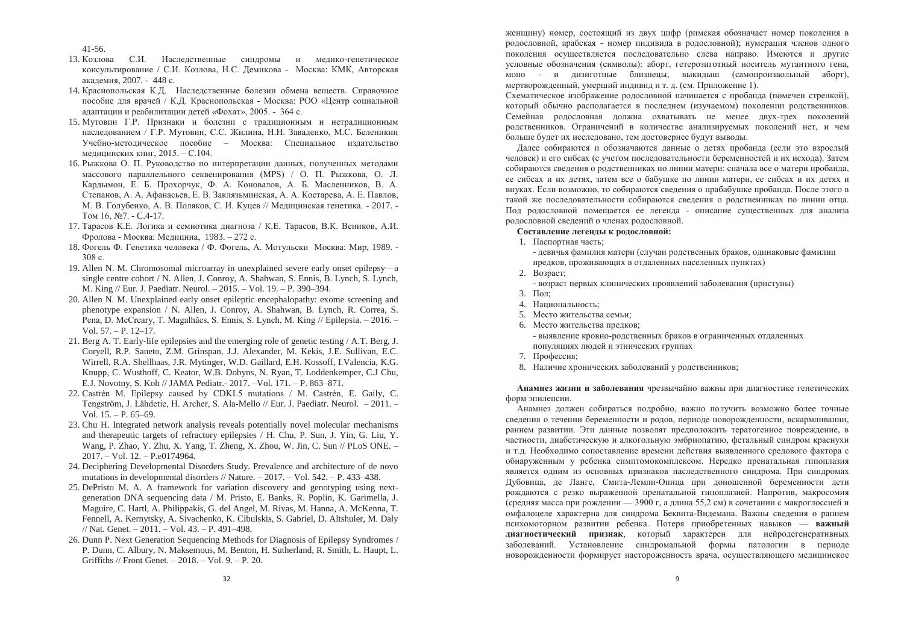41-56.

13. Козлова С.И. Наследственные синдромы и медико-генетическое консультирование / С.И. Козлова, Н.С. Демикова - Москва: КМК, Авторская академия, 2007. - 448 с.
14. Краснопольская К.Д. Наследственные болезни обмена веществ. Справочное пособие для врачей / К.Д. Краснопольская - Москва: РОО «Центр социальной адаптации и реабилитации детей «Фохат», 2005. - 364 с.
15. Мутовин Г.Р. Признаки и болезни с традиционным и нетрадиционным наследованием / Г.Р. Мутовин, С.С. Жилина, Н.Н. Заваденко, М.С. Беленикин Учебно-методическое пособие – Москва: Специальное издательство медицинских книг, 2015. – С.104.
16. Рыжкова О. П. Руководство по интерпретации данных, полученных методами массового параллельного секвенирования (MPS) / О. П. Рыжкова, О. Л. Кардымон, Е. Б. Прохорчук, Ф. А. Коновалов, А. Б. Масленников, В. А. Степанов, А. А. Афанасьев, Е. В. Заклязьминская, А. А. Костарева, А. Е. Павлов, М. В. Голубенко, А. В. Поляков, С. И. Куцев // Медицинская генетика. - 2017. - Том 16, №7. - С.4-17.
17. Тарасов К.Е. Логика и семиотика диагноза / К.Е. Тарасов, В.К. Веников, А.И. Фролова - Москва: Медицина, 1983. – 272 с.
18. Фогель Ф. Генетика человека / Ф. Фогель, А. Мотульски Москва: Мир, 1989. - 308 с.
19. Allen N. M. Chromosomal microarray in unexplained severe early onset epilepsy—a single centre cohort / N. Allen, J. Conroy, A. Shahwan, S. Ennis, B. Lynch, S. Lynch, M. King // Eur. J. Paediatr. Neurol. – 2015. – Vol. 19. – P. 390–394.
20. Allen N. M. Unexplained early onset epileptic encephalopathy: exome screening and phenotype expansion / N. Allen, J. Conroy, A. Shahwan, B. Lynch, R. Correa, S. Pena, D. McCreary, T. Magalhães, S. Ennis, S. Lynch, M. King // Epilepsia. – 2016. – Vol. 57. – P. 12–17.
21. Berg A. T. Early-life epilepsies and the emerging role of genetic testing / A.T. Berg, J. Coryell, R.P. Saneto, Z.M. Grinspan, J.J. Alexander, M. Kekis, J.E. Sullivan, E.C. Wirrell, R.A. Shellhaas, J.R. Mytinger, W.D. Gaillard, E.H. Kossoff, I.Valencia, K.G. Knupp, C. Wusthoff, C. Keator, W.B. Dobyns, N. Ryan, T. Loddenkemper, C.J Chu, E.J. Novotny, S. Koh // JAMA Pediatr.- 2017. –Vol. 171. – P. 863–871.
22. Castrén M. Epilepsy caused by CDKL5 mutations / M. Castrén, E. Gaily, C. Tengström, J. Lähdetie, H. Archer, S. Ala-Mello // Eur. J. Paediatr. Neurol. – 2011. – Vol. 15. – P. 65–69.
23. Chu H. Integrated network analysis reveals potentially novel molecular mechanisms and therapeutic targets of refractory epilepsies / H. Chu, P. Sun, J. Yin, G. Liu, Y. Wang, P. Zhao, Y. Zhu, X. Yang, T. Zheng, X. Zhou, W. Jin, C. Sun // PLoS ONE. – 2017. – Vol. 12. – P.e0174964.
24. Deciphering Developmental Disorders Study. Prevalence and architecture of de novo mutations in developmental disorders // Nature. – 2017. – Vol. 542. – P. 433–438.
25. DePristo M. A. A framework for variation discovery and genotyping using next-generation DNA sequencing data / M. Pristo, E. Banks, R. Poplin, K. Garimella, J. Maguire, C. Hartl, A. Philippakis, G. del Angel, M. Rivas, M. Hanna, A. McKenna, T. Fennell, A. Kernytsky, A. Sivachenko, K. Cibulskis, S. Gabriel, D. Altshuler, M. Daly // Nat. Genet. – 2011. – Vol. 43. – P. 491–498.
26. Dunn P. Next Generation Sequencing Methods for Diagnosis of Epilepsy Syndromes / P. Dunn, C. Albury, N. Maksemous, M. Benton, H. Sutherland, R. Smith, L. Haupt, L. Griffiths // Front Genet. – 2018. – Vol. 9. – P. 20.

женщину) номер, состоящий из двух цифр (римская обозначает номер поколения в родословной, арабская - номер индивида в родословной); нумерация членов одного поколения осуществляется последовательно слева направо. Имеются и другие условные обозначения (символы): аборт, гетерозиготный носитель мутантного гена, моно - и дизиготные близнецы, выкидыш (самопроизвольный аборт), мертворожденный, умерший индивид и т. д. (см. Приложение 1).

Схематическое изображение родословной начинается с пробанда (помечен стрелкой), который обычно располагается в последнем (изучаемом) поколении родственников. Семейная родословная должна охватывать не менее двух-трех поколений родственников. Ограничений в количестве анализируемых поколений нет, и чем больше будет их исследовано, тем достовернее будут выводы.

Далее собираются и обозначаются данные о детях пробанда (если это взрослый человек) и его сибсах (с учетом последовательности беременностей и их исхода). Затем собираются сведения о родственниках по линии матери: сначала все о матери пробанда, ее сибсах и их детях, затем все о бабушке по линии матери, ее сибсах и их детях и внуках. Если возможно, то собираются сведения о прабабушке пробанда. После этого в такой же последовательности собираются сведения о родственниках по линии отца. Под родословной помещается ее легенда - описание существенных для анализа родословной сведений о членах родословной.

**Составление легенды к родословной:**

1. Паспортная часть;
   - девичья фамилия матери (случаи родственных браков, одинаковые фамилии предков, проживающих в отдаленных населенных пунктах)
2. Возраст;
   - возраст первых клинических проявлений заболевания (приступы)
3. Пол;
4. Национальность;
5. Место жительства семьи;
6. Место жительства предков;
   - выявление кровно-родственных браков в ограниченных отдаленных популяциях людей и этнических группах
7. Профессия;
8. Наличие хронических заболеваний у родственников;

**Анамнез жизни и заболевания** чрезвычайно важны при диагностике генетических форм эпилепсии.

Анамнез должен собираться подробно, важно получить возможно более точные сведения о течении беременности и родов, периоде новорожденности, вскармливании, раннем развитии. Эти данные позволят предположить тератогенное повреждение, в частности, диабетическую и алкогольную эмбриопатию, фетальный синдром краснухи и т.д. Необходимо сопоставление времени действия выявленного средового фактора с обнаруженным у ребенка симптомокомплексом. Нередко пренатальная гипоплазия является одним из основных признаков наследственного синдрома. При синдромах Дубовица, де Ланге, Смита-Лемли-Опица при доношенной беременности дети рождаются с резко выраженной пренатальной гипоплазией. Напротив, макросомия (средняя масса при рождении — 3900 г, а длина 55,2 см) в сочетании с макроглоссией и омфалоцеле характерна для синдрома Беквита-Видемана. Важны сведения о раннем психомоторном развитии ребенка. Потеря приобретенных навыков — **важный диагностический признак**, который характерен для нейродегенеративных заболеваний. Установление синдромальной формы патологии в периоде новорожденности формирует настороженность врача, осуществляющего медицинское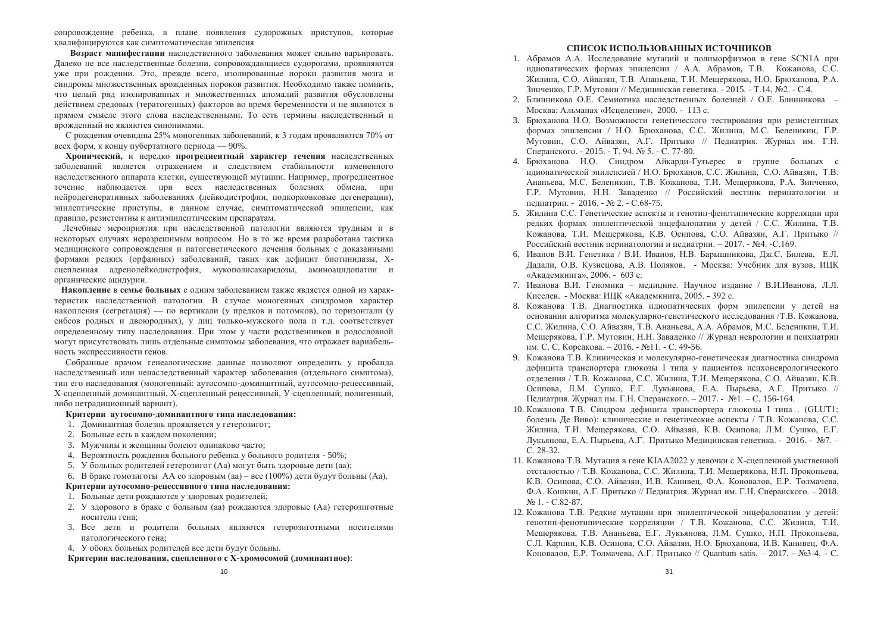сопровождение ребенка, в плане появления судорожных приступов, которые квалифицируются как симптоматическая эпилепсия

**Возраст манифестации** наследственного заболевания может сильно варьировать. Далеко не все наследственные болезни, сопровождающиеся судорогами, проявляются уже при рождении. Это, прежде всего, изолированные пороки развития мозга и синдромы множественных врожденных пороков развития. Необходимо также помнить, что целый ряд изолированных и множественных аномалий развития обусловлены действием средовых (тератогенных) факторов во время беременности и не являются в прямом смысле этого слова наследственными. То есть термины наследственный и врожденный не являются синонимами.

С рождения очевидны 25% моногенных заболеваний, к 3 годам проявляются 70% от всех форм, к концу пубертатного периода — 90%.

**Хронический,** и нередко **прогредиентный характер течения** наследственных заболеваний является отражением и следствием стабильности измененного наследственного аппарата клетки, существующей мутации. Например, прогредиентное течение наблюдается при всех наследственных болезнях обмена, при нейродегенеративных заболеваниях (лейкодистрофии, подкорковковые дегенерации), эпилептические приступы, в данном случае, симптоматической эпилепсии, как правило, резистентны к антиэпилептическим препаратам.

Лечебные мероприятия при наследственной патологии являются трудным и в некоторых случаях неразрешимым вопросом. Но в то же время разработана тактика медицинского сопровождения и патогенетического лечения больных с доказанными формами редких (орфанных) заболеваний, таких как дефицит биотинидазы, Х-сцепленная адренолейкодистрофия, мукополисахаридозы, аминоацидопатии и органические ацидурии.

**Накопление** в **семье больных** с одним заболеванием также является одной из характеристик наследственной патологии. В случае моногенных синдромов характер накопления (сегрегация) — по вертикали (у предков и потомков), по горизонтали (у сибсов родных и двоюродных), у лиц только-мужского пола и т.д. соответствует определенному типу наследования. При этом у части родственников в родословной могут присутствовать лишь отдельные симптомы заболевания, что отражает вариабельность экспрессивности генов.

Собранные врачом генеалогические данные позволяют определить у пробанда наследственный или ненаследственный характер заболевания (отдельного симптома), тип его наследования (моногенный: аутосомно-доминантный, аутосомно-рецессивный, Х-сцепленный доминантный, Х-сцепленный рецессивный, У-сцепленный; полигенный, либо нетрадиционный вариант).

**Критерии аутосомно-доминантного типа наследования:**

1. Доминантная болезнь проявляется у гетерозигот;
2. Больные есть в каждом поколении;
3. Мужчины и женщины болеют одинаково часто;
4. Вероятность рождения больного ребенка у больного родителя - 50%;
5. У больных родителей гетерозигот (Аа) могут быть здоровые дети (аа);
6. В браке гомозиготы АА со здоровым (аа) – все (100%) дети будут больны (Аа).

**Критерии аутосомно-рецессивного типа наследования:**

1. Больные дети рождаются у здоровых родителей;
2. У здорового в браке с больным (аа) рождаются здоровые (Аа) гетерозиготные носители гена;
3. Все дети и родители больных являются гетерозиготными носителями патологического гена;
4. У обоих больных родителей все дети будут больны.

**Критерии наследования, сцепленного с Х-хромосомой (доминантное)**:

## СПИСОК ИСПОЛЬЗОВАННЫХ ИСТОЧНИКОВ

1. Абрамов А.А. Исследование мутаций и полиморфизмов в гене SCN1A при идиопатических формах эпилепсии / А.А. Абрамов, Т.В. Кожанова, С.С. Жилина, С.О. Айвазян, Т.В. Ананьева, Т.И. Мещерякова, Н.О. Брюханова, Р.А. Зинченко, Г.Р. Мутовин // Медицинская генетика. - 2015. - Т.14, №2. - С.4.
2. Блинникова О.Е. Семиотика наследственных болезней / О.Е. Блинникова – Москва: Альманах «Исцеление», 2000. - 113 с.
3. Брюханова Н.О. Возможности генетического тестирования при резистентных формах эпилепсии / Н.О. Брюханова, С.С. Жилина, М.С. Беленикин, Г.Р. Мутовин, С.О. Айвазян, А.Г. Притыко // Педиатрия. Журнал им. Г.Н. Сперанского. - 2015. - Т. 94. № 5. - С. 77-80.
4. Брюханова Н.О. Синдром Айкарди-Гутьерес в группе больных с идиопатической эпилепсией / Н.О. Брюханов, С.С. Жилина, С.О. Айвазян, Т.В. Ананьева, М.С. Беленикин, Т.В. Кожанова, Т.И. Мещерякова, Р.А. Зинченко, Г.Р. Мутовин, Н.Н. Заваденко // Российский вестник перинатологии и педиатрии. - 2016. - № 2. - С.68-75.
5. Жилина С.С. Генетические аспекты и генотип-фенотипические корреляции при редких формах эпилептической энцефалопатии у детей / С.С. Жилина, Т.В. Кожанова, Т.И. Мещерякова, К.В. Осипова, С.О. Айвазян, А.Г. Притыко // Российский вестник перинатологии и педиатрии. – 2017. - №4. -С.169.
6. Иванов В.И. Генетика / В.И. Иванов, Н.В. Барышникова, Дж.С. Билева, Е.Л. Дадали, О.В. Кузнецова, А.В. Поляков. - Москва: Учебник для вузов, ИЦК «Академкнига», 2006. - 603 с.
7. Иванова В.И. Геномика – медицине. Научное издание / В.И.Иванова, Л.Л. Киселев. - Москва: ИЦК «Академкнига, 2005. - 392 с.
8. Кожанова Т.В. Диагностика идиопатических форм эпилепсии у детей на основании алгоритма молекулярно-генетического исследования /Т.В. Кожанова, С.С. Жилина, С.О. Айвазян, Т.В. Ананьева, А.А. Абрамов, М.С. Беленикин, Т.И. Мещерякова, Г.Р. Мутовин, Н.Н. Заваденко // Журнал неврологии и психиатрии им. С. С. Корсакова. – 2016. - №11. - С. 49-56.
9. Кожанова Т.В. Клиническая и молекулярно-генетическая диагностика синдрома дефицита транспортера глюкозы I типа у пациентов психоневрологического отделения / Т.В. Кожанова, С.С. Жилина, Т.И. Мещерякова, С.О. Айвазян, К.В. Осипова, Л.М. Сушко, Е.Г. Лукьянова, Е.А. Пырьева, А.Г. Притыко // Педиатрия. Журнал им. Г.Н. Сперанского. – 2017. - №1. – С. 156-164.
10. Кожанова Т.В. Синдром дефицита транспортера глюкозы I типа . (GLUT1; болезнь Де Виво): клинические и генетические аспекты / Т.В. Кожанова, С.С. Жилина, Т.И. Мещерякова, С.О. Айвазян, К.В. Осипова, Л.М. Сушко, Е.Г. Лукьянова, Е.А. Пырьева, А.Г. Притыко Медицинская генетика. - 2016. - №7. – С. 28-32.
11. Кожанова Т.В. Мутация в гене KIAA2022 у девочки с Х-сцепленной умственной отсталостью / Т.В. Кожанова, С.С. Жилина, Т.И. Мещерякова, Н.П. Прокопьева, К.В. Осипова, С.О. Айвазян, И.В. Канивец, Ф.А. Коновалов, Е.Р. Толмачева, Ф.А. Кошкин, А.Г. Притыко // Педиатрия. Журнал им. Г.Н. Сперанского. – 2018. № 1. - С.82-87.
12. Кожанова Т.В. Редкие мутации при эпилептической энцефалопатии у детей: генотип-фенотипические корреляции / Т.В. Кожанова, С.С. Жилина, Т.И. Мещерякова, Т.В. Ананьева, Е.Г. Лукьянова, Л.М. Сушко, Н.П. Прокопьева, С.Л. Карпин, К.В. Осипова, С.О. Айвазян, Н.О. Брюханова, И.В. Канивец, Ф.А. Коновалов, Е.Р. Толмачева, А.Г. Притыко // Quantum satis. – 2017. - №3-4. - С.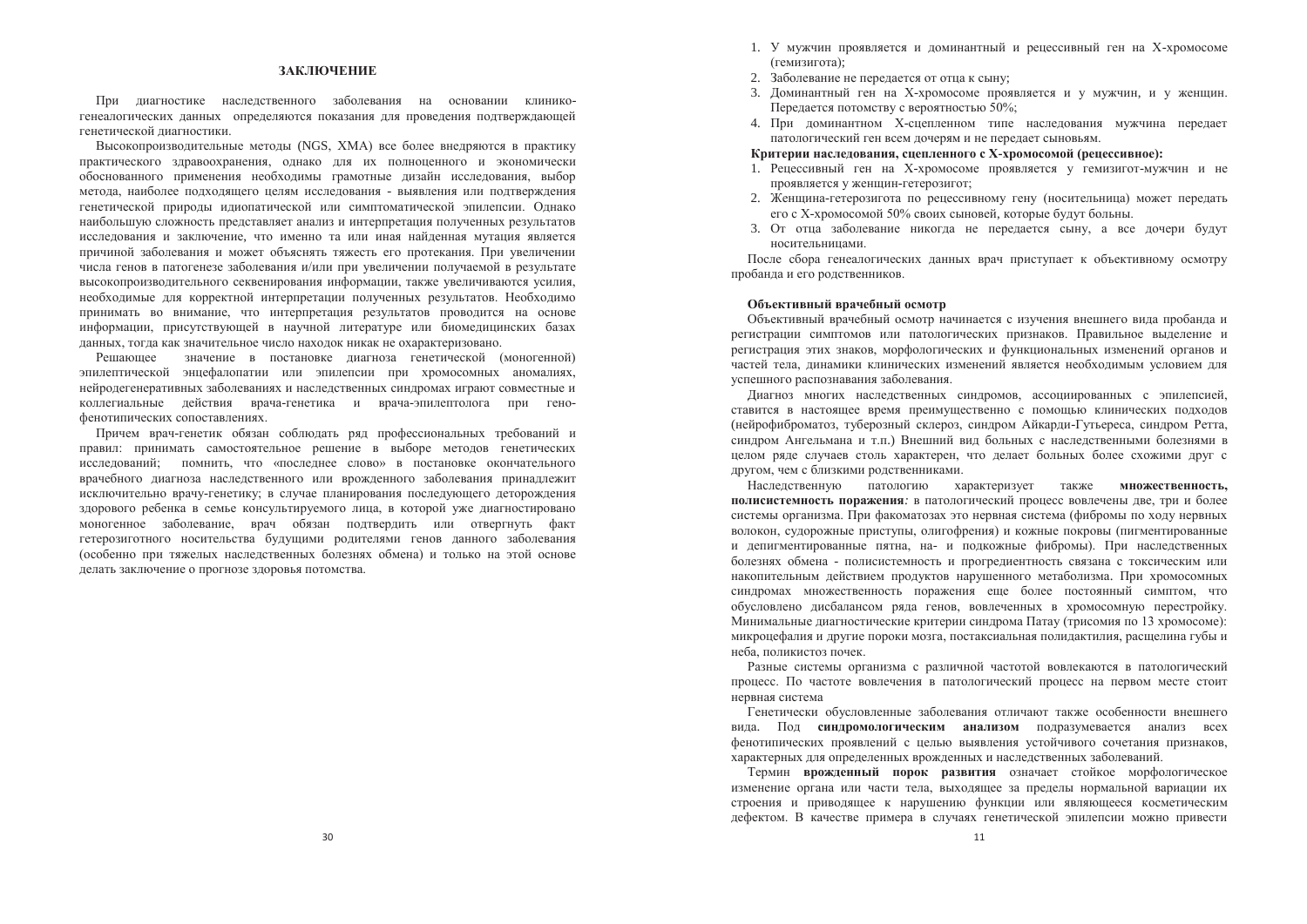## ЗАКЛЮЧЕНИЕ

При диагностике наследственного заболевания на основании клинико-генеалогических данных определяются показания для проведения подтверждающей генетической диагностики.

Высокопроизводительные методы (NGS, ХМА) все более внедряются в практику практического здравоохранения, однако для их полноценного и экономически обоснованного применения необходимы грамотные дизайн исследования, выбор метода, наиболее подходящего целям исследования - выявления или подтверждения генетической природы идиопатической или симптоматической эпилепсии. Однако наибольшую сложность представляет анализ и интерпретация полученных результатов исследования и заключение, что именно та или иная найденная мутация является причиной заболевания и может объяснять тяжесть его протекания. При увеличении числа генов в патогенезе заболевания и/или при увеличении получаемой в результате высокопроизводительного секвенирования информации, также увеличиваются усилия, необходимые для корректной интерпретации полученных результатов. Необходимо принимать во внимание, что интерпретация результатов проводится на основе информации, присутствующей в научной литературе или биомедицинских базах данных, тогда как значительное число находок никак не охарактеризовано.

Решающее значение в постановке диагноза генетической (моногенной) эпилептической энцефалопатии или эпилепсии при хромосомных аномалиях, нейродегенеративных заболеваниях и наследственных синдромах играют совместные и коллегиальные действия врача-генетика и врача-эпилептолога при гено-фенотипических сопоставлениях.

Причем врач-генетик обязан соблюдать ряд профессиональных требований и правил: принимать самостоятельное решение в выборе методов генетических исследований; помнить, что «последнее слово» в постановке окончательного врачебного диагноза наследственного или врожденного заболевания принадлежит исключительно врачу-генетику; в случае планирования последующего деторождения здорового ребенка в семье консультируемого лица, в которой уже диагностировано моногенное заболевание, врач обязан подтвердить или отвергнуть факт гетерозиготного носительства будущими родителями генов данного заболевания (особенно при тяжелых наследственных болезнях обмена) и только на этой основе делать заключение о прогнозе здоровья потомства.

1. У мужчин проявляется и доминантный и рецессивный ген на Х-хромосоме (гемизигота);
2. Заболевание не передается от отца к сыну;
3. Доминантный ген на Х-хромосоме проявляется и у мужчин, и у женщин. Передается потомству с вероятностью 50%;
4. При доминантном Х-сцепленном типе наследования мужчина передает патологический ген всем дочерям и не передает сыновьям.

**Критерии наследования, сцепленного с Х-хромосомой (рецессивное):**

1. Рецессивный ген на Х-хромосоме проявляется у гемизигот-мужчин и не проявляется у женщин-гетерозигот;
2. Женщина-гетерозигота по рецессивному гену (носительница) может передать его с Х-хромосомой 50% своих сыновей, которые будут больны.
3. От отца заболевание никогда не передается сыну, а все дочери будут носительницами.

После сбора генеалогических данных врач приступает к объективному осмотру пробанда и его родственников.

**Объективный врачебный осмотр**

Объективный врачебный осмотр начинается с изучения внешнего вида пробанда и регистрации симптомов или патологических признаков. Правильное выделение и регистрация этих знаков, морфологических и функциональных изменений органов и частей тела, динамики клинических изменений является необходимым условием для успешного распознавания заболевания.

Диагноз многих наследственных синдромов, ассоциированных с эпилепсией, ставится в настоящее время преимущественно с помощью клинических подходов (нейрофиброматоз, туберозный склероз, синдром Айкарди-Гутьереса, синдром Ретта, синдром Ангельмана и т.п.) Внешний вид больных с наследственными болезнями в целом ряде случаев столь характерен, что делает больных более схожими друг с другом, чем с близкими родственниками.

Наследственную патологию характеризует также **множественность, полисистемность поражения**: в патологический процесс вовлечены две, три и более системы организма. При факоматозах это нервная система (фибромы по ходу нервных волокон, судорожные приступы, олигофрения) и кожные покровы (пигментированные и депигментированные пятна, на- и подкожные фибромы). При наследственных болезнях обмена - полисистемность и прогредиентность связана с токсическим или накопительным действием продуктов нарушенного метаболизма. При хромосомных синдромах множественность поражения еще более постоянный симптом, что обусловлено дисбалансом ряда генов, вовлеченных в хромосомную перестройку. Минимальные диагностические критерии синдрома Патау (трисомия по 13 хромосоме): микроцефалия и другие пороки мозга, постаксиальная полидактилия, расщелина губы и неба, поликистоз почек.

Разные системы организма с различной частотой вовлекаются в патологический процесс. По частоте вовлечения в патологический процесс на первом месте стоит нервная система

Генетически обусловленные заболевания отличают также особенности внешнего вида. Под **синдромологическим анализом** подразумевается анализ всех фенотипических проявлений с целью выявления устойчивого сочетания признаков, характерных для определенных врожденных и наследственных заболеваний.

Термин **врожденный порок развития** означает стойкое морфологическое изменение органа или части тела, выходящее за пределы нормальной вариации их строения и приводящее к нарушению функции или являющееся косметическим дефектом. В качестве примера в случаях генетической эпилепсии можно привести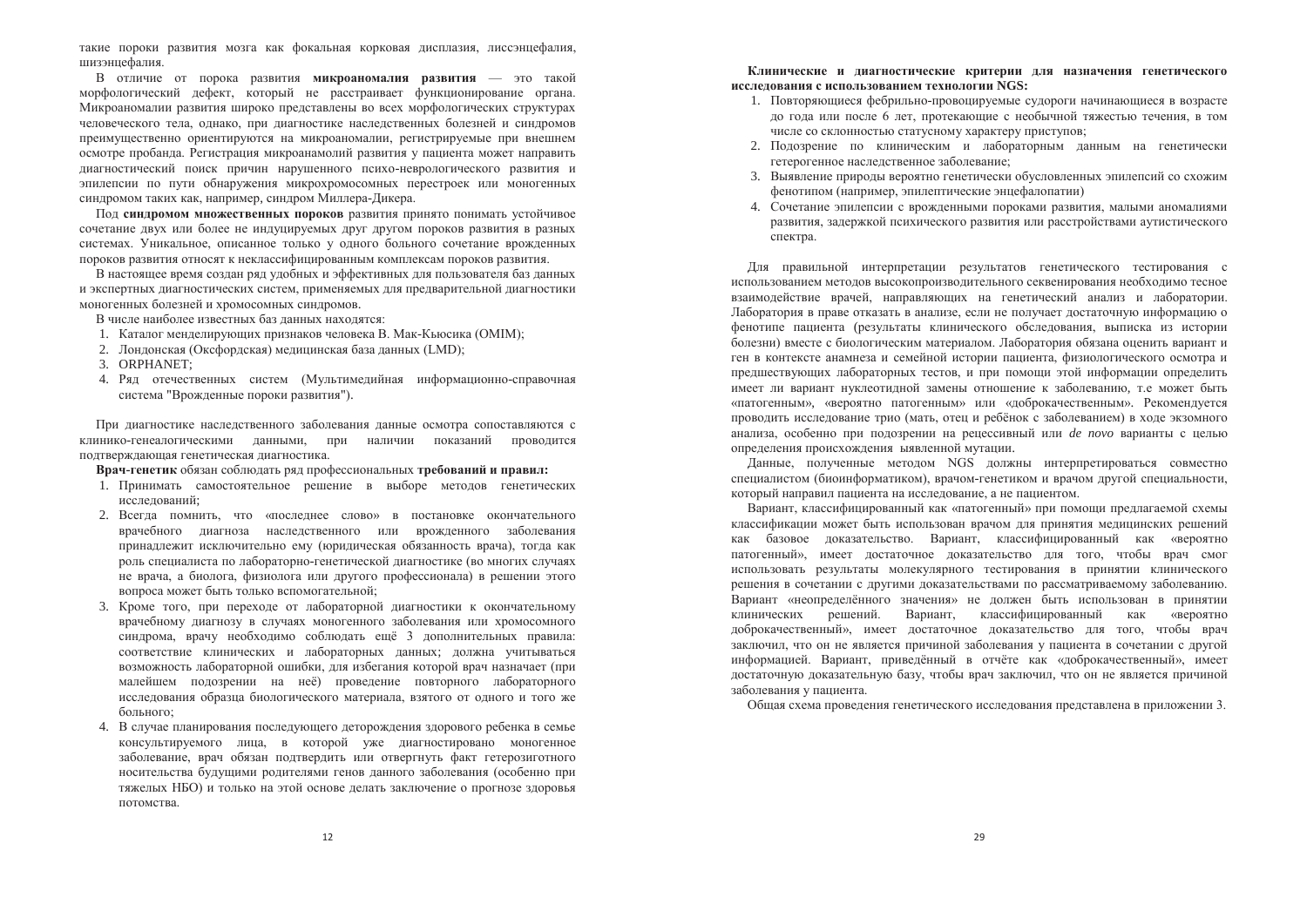такие пороки развития мозга как фокальная корковая дисплазия, лиссэнцефалия, шизэнцефалия.

В отличие от порока развития **микроаномалия развития** — это такой морфологический дефект, который не расстраивает функционирование органа. Микроаномалии развития широко представлены во всех морфологических структурах человеческого тела, однако, при диагностике наследственных болезней и синдромов преимущественно ориентируются на микроаномалии, регистрируемые при внешнем осмотре пробанда. Регистрация микроанамолий развития у пациента может направить диагностический поиск причин нарушенного психо-неврологического развития и эпилепсии по пути обнаружения микрохромосомных перестроек или моногенных синдромов таких как, например, синдром Миллера-Дикера.

Под **синдромом множественных пороков** развития принято понимать устойчивое сочетание двух или более не индуцируемых друг другом пороков развития в разных системах. Уникальное, описанное только у одного больного сочетание врожденных пороков развития относят к неклассифицированным комплексам пороков развития.

В настоящее время создан ряд удобных и эффективных для пользователя баз данных и экспертных диагностических систем, применяемых для предварительной диагностики моногенных болезней и хромосомных синдромов.

В числе наиболее известных баз данных находятся:

1. Каталог менделирующих признаков человека В. Мак-Кьюсика (OMIM);
2. Лондонская (Оксфордская) медицинская база данных (LMD);
3. ORPHANET;
4. Ряд отечественных систем (Мультимедийная информационно-справочная система "Врожденные пороки развития").

При диагностике наследственного заболевания данные осмотра сопоставляются с клинико-генеалогическими данными, при наличии показаний проводится подтверждающая генетическая диагностика.

**Врач-генетик** обязан соблюдать ряд профессиональных **требований и правил:**

1. Принимать самостоятельное решение в выборе методов генетических исследований;
2. Всегда помнить, что «последнее слово» в постановке окончательного врачебного диагноза наследственного или врожденного заболевания принадлежит исключительно ему (юридическая обязанность врача), тогда как роль специалиста по лабораторно-генетической диагностике (во многих случаях не врача, а биолога, физиолога или другого профессионала) в решении этого вопроса может быть только вспомогательной;
3. Кроме того, при переходе от лабораторной диагностики к окончательному врачебному диагнозу в случаях моногенного заболевания или хромосомного синдрома, врачу необходимо соблюдать ещё 3 дополнительных правила: соответствие клинических и лабораторных данных; должна учитываться возможность лабораторной ошибки, для избегания которой врач назначает (при малейшем подозрении на неё) проведение повторного лабораторного исследования образца биологического материала, взятого от одного и того же больного;
4. В случае планирования последующего деторождения здорового ребенка в семье консультируемого лица, в которой уже диагностировано моногенное заболевание, врач обязан подтвердить или отвергнуть факт гетерозиготного носительства будущими родителями генов данного заболевания (особенно при тяжелых НБО) и только на этой основе делать заключение о прогнозе здоровья потомства.

**Клинические и диагностические критерии для назначения генетического исследования с использованием технологии NGS:**

1. Повторяющиеся фебрильно-провоцируемые судороги начинающиеся в возрасте до года или после 6 лет, протекающие с необычной тяжестью течения, в том числе со склонностью статусному характеру приступов;
2. Подозрение по клиническим и лабораторным данным на генетически гетерогенное наследственное заболевание;
3. Выявление природы вероятно генетически обусловленных эпилепсий со схожим фенотипом (например, эпилептические энцефалопатии)
4. Сочетание эпилепсии с врожденными пороками развития, малыми аномалиями развития, задержкой психического развития или расстройствами аутистического спектра.

Для правильной интерпретации результатов генетического тестирования с использованием методов высокопроизводительного секвенирования необходимо тесное взаимодействие врачей, направляющих на генетический анализ и лаборатории. Лаборатория в праве отказать в анализе, если не получает достаточную информацию о фенотипе пациента (результаты клинического обследования, выписка из истории болезни) вместе с биологическим материалом. Лаборатория обязана оценить вариант и ген в контексте анамнеза и семейной истории пациента, физиологического осмотра и предшествующих лабораторных тестов, и при помощи этой информации определить имеет ли вариант нуклеотидной замены отношение к заболеванию, т.е может быть «патогенным», «вероятно патогенным» или «доброкачественным». Рекомендуется проводить исследование трио (мать, отец и ребёнок с заболеванием) в ходе экзомного анализа, особенно при подозрении на рецессивный или *de novo* варианты с целью определения происхождения выявленной мутации.

Данные, полученные методом NGS должны интерпретироваться совместно специалистом (биоинформатиком), врачом-генетиком и врачом другой специальности, который направил пациента на исследование, а не пациентом.

Вариант, классифицированный как «патогенный» при помощи предлагаемой схемы классификации может быть использован врачом для принятия медицинских решений как базовое доказательство. Вариант, классифицированный как «вероятно патогенный», имеет достаточное доказательство для того, чтобы врач смог использовать результаты молекулярного тестирования в принятии клинического решения в сочетании с другими доказательствами по рассматриваемому заболеванию. Вариант «неопределённого значения» не должен быть использован в принятии клинических решений. Вариант, классифицированный как «вероятно доброкачественный», имеет достаточное доказательство для того, чтобы врач заключил, что он не является причиной заболевания у пациента в сочетании с другой информацией. Вариант, приведённый в отчёте как «доброкачественный», имеет достаточную доказательную базу, чтобы врач заключил, что он не является причиной заболевания у пациента.

Общая схема проведения генетического исследования представлена в приложении 3.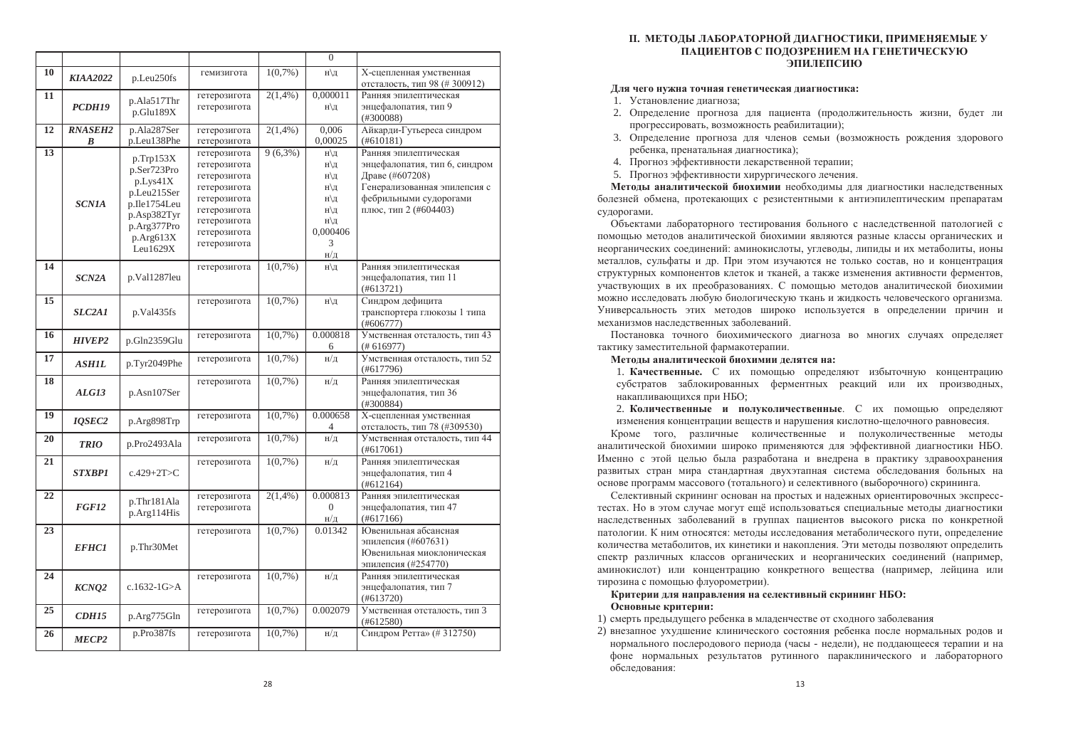| | | | | | 0 | |
|---|---|---|---|---|---|---|
| 10 | ***KIAA2022*** | p.Leu250fs | гемизигота | 1(0,7%) | н\д | Х-сцепленная умственная отсталость, тип 98 (# 300912) |
| 11 | ***PCDH19*** | p.Ala517Thr<br>p.Glu189X | гетерозигота<br>гетерозигота | 2(1,4%) | 0,000011<br>н\д | Ранняя эпилептическая энцефалопатия, тип 9 (#300088) |
| 12 | ***RNASEH2B*** | p.Ala287Ser<br>p.Leu138Phe | гетерозигота<br>гетерозигота | 2(1,4%) | 0,006<br>0,00025 | Айкарди-Гутьереса синдром (#610181) |
| 13 | ***SCN1A*** | p.Trp153X<br>p.Ser723Pro<br>p.Lys41X<br>p.Leu215Ser<br>p.Ile1754Leu<br>p.Asp382Tyr<br>p.Arg377Pro<br>p.Arg613X<br>Leu1629X | гетерозигота<br>гетерозигота<br>гетерозигота<br>гетерозигота<br>гетерозигота<br>гетерозигота<br>гетерозигота<br>гетерозигота<br>гетерозигота | 9 (6,3%) | н\д<br>н\д<br>н\д<br>н\д<br>н\д<br>н\д<br>н\д<br>0,0004063<br>н/д | Ранняя эпилептическая энцефалопатия, тип 6, синдром Драве (#607208)<br>Генерализованная эпилепсия с фебрильными судорогами плюс, тип 2 (#604403) |
| 14 | ***SCN2A*** | p.Val1287leu | гетерозигота | 1(0,7%) | н\д | Ранняя эпилептическая энцефалопатия, тип 11 (#613721) |
| 15 | ***SLC2A1*** | p.Val435fs | гетерозигота | 1(0,7%) | н\д | Синдром дефицита транспортера глюкозы 1 типа (#606777) |
| 16 | ***HIVEP2*** | p.Gln2359Glu | гетерозигота | 1(0,7%) | 0.0008186 | Умственная отсталость, тип 43 (# 616977) |
| 17 | ***ASH1L*** | p.Tyr2049Phe | гетерозигота | 1(0,7%) | н/д | Умственная отсталость, тип 52 (#617796) |
| 18 | ***ALG13*** | p.Asn107Ser | гетерозигота | 1(0,7%) | н/д | Ранняя эпилептическая энцефалопатия, тип 36 (#300884) |
| 19 | ***IQSEC2*** | p.Arg898Trp | гетерозигота | 1(0,7%) | 0.0006584 | Х-сцепленная умственная отсталость, тип 78 (#309530) |
| 20 | ***TRIO*** | p.Pro2493Ala | гетерозигота | 1(0,7%) | н/д | Умственная отсталость, тип 44 (#617061) |
| 21 | ***STXBP1*** | c.429+2T>C | гетерозигота | 1(0,7%) | н/д | Ранняя эпилептическая энцефалопатия, тип 4 (#612164) |
| 22 | ***FGF12*** | p.Thr181Ala<br>p.Arg114His | гетерозигота<br>гетерозигота | 2(1,4%) | 0.0008130<br>н/д | Ранняя эпилептическая энцефалопатия, тип 47 (#617166) |
| 23 | ***EFHC1*** | p.Thr30Met | гетерозигота | 1(0,7%) | 0.01342 | Ювенильная абсансная эпилепсия (#607631)<br>Ювенильная миоклоническая эпилепсия (#254770) |
| 24 | ***KCNQ2*** | c.1632-1G>A | гетерозигота | 1(0,7%) | н/д | Ранняя эпилептическая энцефалопатия, тип 7 (#613720) |
| 25 | ***CDH15*** | p.Arg775Gln | гетерозигота | 1(0,7%) | 0.002079 | Умственная отсталость, тип 3 (#612580) |
| 26 | ***MECP2*** | p.Pro387fs | гетерозигота | 1(0,7%) | н/д | Синдром Ретта» (# 312750) |

## II. МЕТОДЫ ЛАБОРАТОРНОЙ ДИАГНОСТИКИ, ПРИМЕНЯЕМЫЕ У ПАЦИЕНТОВ С ПОДОЗРЕНИЕМ НА ГЕНЕТИЧЕСКУЮ ЭПИЛЕПСИЮ

**Для чего нужна точная генетическая диагностика:**

1. Установление диагноза;
2. Определение прогноза для пациента (продолжительность жизни, будет ли прогрессировать, возможность реабилитации);
3. Определение прогноза для членов семьи (возможность рождения здорового ребенка, пренатальная диагностика);
4. Прогноз эффективности лекарственной терапии;
5. Прогноз эффективности хирургического лечения.

**Методы аналитической биохимии** необходимы для диагностики наследственных болезней обмена, протекающих с резистентными к антиэпилептическим препаратам судорогами.

Объектами лабораторного тестирования больного с наследственной патологией с помощью методов аналитической биохимии являются разные классы органических и неорганических соединений: аминокислоты, углеводы, липиды и их метаболиты, ионы металлов, сульфаты и др. При этом изучаются не только состав, но и концентрация структурных компонентов клеток и тканей, а также изменения активности ферментов, участвующих в их преобразованиях. С помощью методов аналитической биохимии можно исследовать любую биологическую ткань и жидкость человеческого организма. Универсальность этих методов широко используется в определении причин и механизмов наследственных заболеваний.

Постановка точного биохимического диагноза во многих случаях определяет тактику заместительной фармакотерапии.

**Методы аналитической биохимии делятся на:**

1. **Качественные.** С их помощью определяют избыточную концентрацию субстратов заблокированных ферментных реакций или их производных, накапливающихся при НБО;

2. **Количественные и полуколичественные**. С их помощью определяют изменения концентрации веществ и нарушения кислотно-щелочного равновесия.

Кроме того, различные количественные и полуколичественные методы аналитической биохимии широко применяются для эффективной диагностики НБО. Именно с этой целью была разработана и внедрена в практику здравоохранения развитых стран мира стандартная двухэтапная система обследования больных на основе программ массового (тотального) и селективного (выборочного) скрининга.

Селективный скрининг основан на простых и надежных ориентировочных экспресс-тестах. Но в этом случае могут ещё использоваться специальные методы диагностики наследственных заболеваний в группах пациентов высокого риска по конкретной патологии. К ним относятся: методы исследования метаболического пути, определение количества метаболитов, их кинетики и накопления. Эти методы позволяют определить спектр различных классов органических и неорганических соединений (например, аминокислот) или концентрацию конкретного вещества (например, лейцина или тирозина с помощью флуорометрии).

**Критерии для направления на селективный скрининг НБО:**

**Основные критерии:**

1) смерть предыдущего ребенка в младенчестве от сходного заболевания
2) внезапное ухудшение клинического состояния ребенка после нормальных родов и нормального послеродового периода (часы - недели), не поддающееся терапии и на фоне нормальных результатов рутинного параклинического и лабораторного обследования: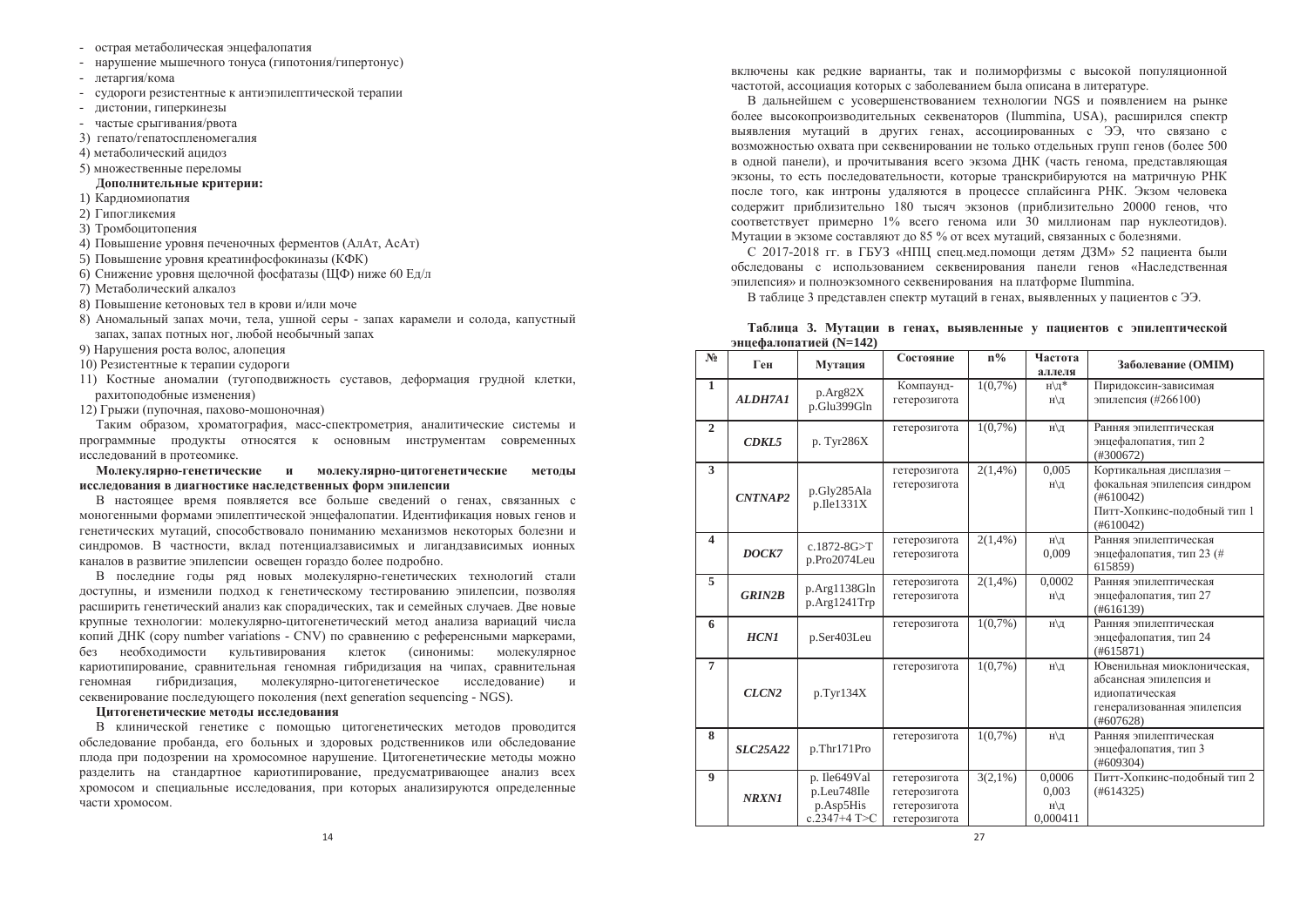- острая метаболическая энцефалопатия
- нарушение мышечного тонуса (гипотония/гипертонус)
- летаргия/кома
- судороги резистентные к антиэпилептической терапии
- дистонии, гиперкинезы
- частые срыгивания/рвота

3) гепато/гепатоспленомегалия
4) метаболический ацидоз
5) множественные переломы

**Дополнительные критерии:**

1) Кардиомиопатия
2) Гипогликемия
3) Тромбоцитопения
4) Повышение уровня печеночных ферментов (АлАт, АсАт)
5) Повышение уровня креатинфосфокиназы (КФК)
6) Снижение уровня щелочной фосфатазы (ЩФ) ниже 60 Ед/л
7) Метаболический алкалоз
8) Повышение кетоновых тел в крови и/или моче
8) Аномальный запах мочи, тела, ушной серы - запах карамели и солода, капустный запах, запах потных ног, любой необычный запах
9) Нарушения роста волос, алопеция
10) Резистентные к терапии судороги
11) Костные аномалии (тугоподвижность суставов, деформация грудной клетки, рахитоподобные изменения)
12) Грыжи (пупочная, пахово-мошоночная)

Таким образом, хроматография, масс-спектрометрия, аналитические системы и программные продукты относятся к основным инструментам современных исследований в протеомике.

**Молекулярно-генетические и молекулярно-цитогенетические методы исследования в диагностике наследственных форм эпилепсии**

В настоящее время появляется все больше сведений о генах, связанных с моногенными формами эпилептической энцефалопатии. Идентификация новых генов и генетических мутаций, способствовало пониманию механизмов некоторых болезни и синдромов. В частности, вклад потенциалзависимых и лигандзависимых ионных каналов в развитие эпилепсии освещен гораздо более подробно.

В последние годы ряд новых молекулярно-генетических технологий стали доступны, и изменили подход к генетическому тестированию эпилепсии, позволяя расширить генетический анализ как спорадических, так и семейных случаев. Две новые крупные технологии: молекулярно-цитогенетический метод анализа вариаций числа копий ДНК (copy number variations - CNV) по сравнению с референсными маркерами, без необходимости культивирования клеток (синонимы: молекулярное кариотипирование, сравнительная геномная гибридизация на чипах, сравнительная геномная гибридизация, молекулярно-цитогенетическое исследование) и секвенирование последующего поколения (next generation sequencing - NGS).

**Цитогенетические методы исследования**

В клинической генетике с помощью цитогенетических методов проводится обследование пробанда, его больных и здоровых родственников или обследование плода при подозрении на хромосомное нарушение. Цитогенетические методы можно разделить на стандартное кариотипирование, предусматривающее анализ всех хромосом и специальные исследования, при которых анализируются определенные части хромосом.

включены как редкие варианты, так и полиморфизмы с высокой популяционной частотой, ассоциация которых с заболеванием была описана в литературе.

В дальнейшем с усовершенствованием технологии NGS и появлением на рынке более высокопроизводительных секвенаторов (Ilummina, USA), расширился спектр выявления мутаций в других генах, ассоциированных с ЭЭ, что связано с возможностью охвата при секвенировании не только отдельных групп генов (более 500 в одной панели), и прочитывания всего экзома ДНК (часть генома, представляющая экзоны, то есть последовательности, которые транскрибируются на матричную РНК после того, как интроны удаляются в процессе сплайсинга РНК. Экзом человека содержит приблизительно 180 тысяч экзонов (приблизительно 20000 генов, что соответствует примерно 1% всего генома или 30 миллионам пар нуклеотидов). Мутации в экзоме составляют до 85 % от всех мутаций, связанных с болезнями.

С 2017-2018 гг. в ГБУЗ «НПЦ спец.мед.помощи детям ДЗМ» 52 пациента были обследованы с использованием секвенирования панели генов «Наследственная эпилепсия» и полноэкзомного секвенирования на платформе Ilummina.

В таблице 3 представлен спектр мутаций в генах, выявленных у пациентов с ЭЭ.

**Таблица 3. Мутации в генах, выявленные у пациентов с эпилептической энцефалопатией (N=142)**

| № | Ген | Мутация | Состояние | n% | Частота аллеля | Заболевание (OMIM) |
|---|---|---|---|---|---|---|
| 1 | *ALDH7A1* | p.Arg82X<br>p.Glu399Gln | Компаунд-гетерозигота | 1(0,7%) | н\д*<br>н\д | Пиридоксин-зависимая эпилепсия (#266100) |
| 2 | *CDKL5* | p. Tyr286X | гетерозигота | 1(0,7%) | н\д | Ранняя эпилептическая энцефалопатия, тип 2 (#300672) |
| 3 | *CNTNAP2* | p.Gly285Ala<br>p.Ile1331X | гетерозигота<br>гетерозигота | 2(1,4%) | 0,005<br>н\д | Кортикальная дисплазия – фокальная эпилепсия синдром (#610042)<br>Питт-Хопкинс-подобный тип 1 (#610042) |
| 4 | *DOCK7* | c.1872-8G>T<br>p.Pro2074Leu | гетерозигота<br>гетерозигота | 2(1,4%) | н\д<br>0,009 | Ранняя эпилептическая энцефалопатия, тип 23 (# 615859) |
| 5 | *GRIN2B* | p.Arg1138Gln<br>p.Arg1241Trp | гетерозигота<br>гетерозигота | 2(1,4%) | 0,0002<br>н\д | Ранняя эпилептическая энцефалопатия, тип 27 (#616139) |
| 6 | *HCN1* | p.Ser403Leu | гетерозигота | 1(0,7%) | н\д | Ранняя эпилептическая энцефалопатия, тип 24 (#615871) |
| 7 | *CLCN2* | p.Tyr134X | гетерозигота | 1(0,7%) | н\д | Ювенильная миоклоническая, абсансная эпилепсия и идиопатическая генерализованная эпилепсия (#607628) |
| 8 | *SLC25A22* | p.Thr171Pro | гетерозигота | 1(0,7%) | н\д | Ранняя эпилептическая энцефалопатия, тип 3 (#609304) |
| 9 | *NRXN1* | p. Ile649Val<br>p.Leu748Ile<br>p.Asp5His<br>c.2347+4 T>C | гетерозигота<br>гетерозигота<br>гетерозигота<br>гетерозигота | 3(2,1%) | 0,0006<br>0,003<br>н\д<br>0,000411 | Питт-Хопкинс-подобный тип 2 (#614325) |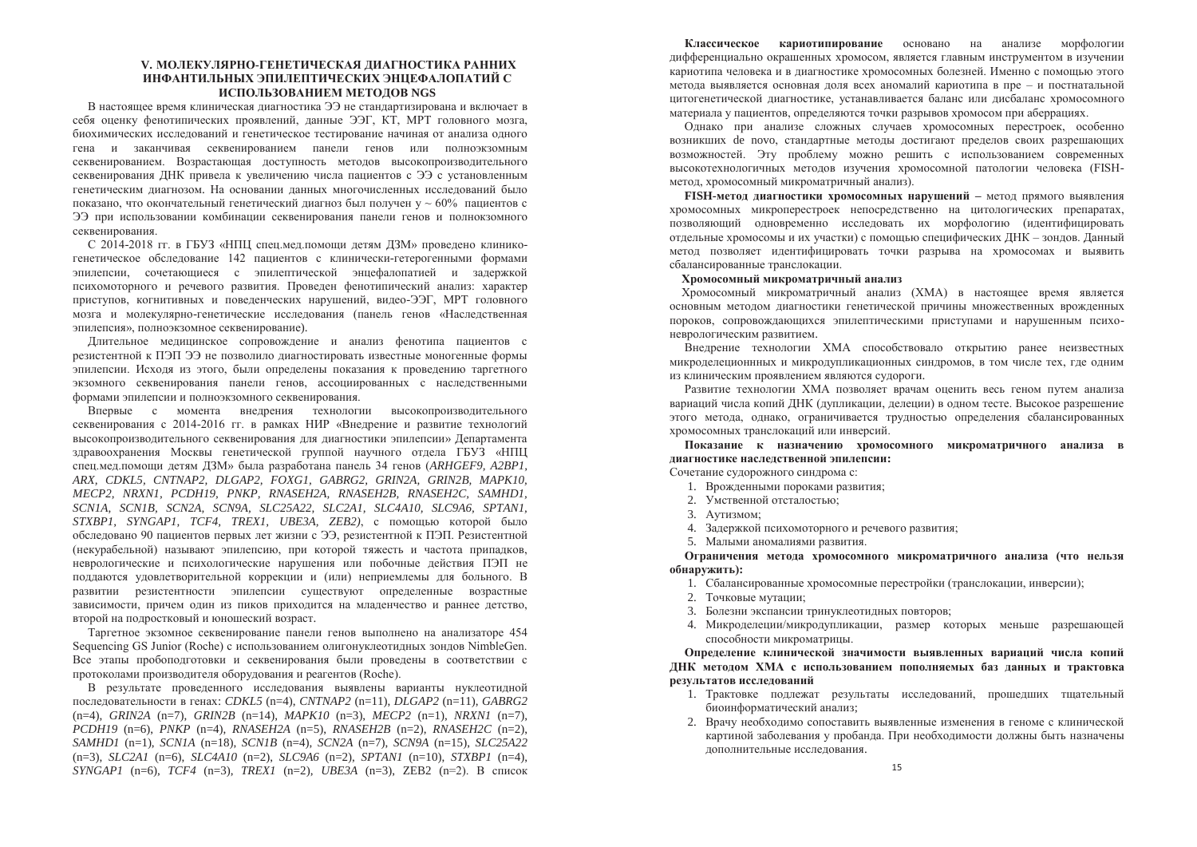## V. МОЛЕКУЛЯРНО-ГЕНЕТИЧЕСКАЯ ДИАГНОСТИКА РАННИХ ИНФАНТИЛЬНЫХ ЭПИЛЕПТИЧЕСКИХ ЭНЦЕФАЛОПАТИЙ С ИСПОЛЬЗОВАНИЕМ МЕТОДОВ NGS

В настоящее время клиническая диагностика ЭЭ не стандартизирована и включает в себя оценку фенотипических проявлений, данные ЭЭГ, КТ, МРТ головного мозга, биохимических исследований и генетическое тестирование начиная от анализа одного гена и заканчивая секвенированием панели генов или полноэкзомным секвенированием. Возрастающая доступность методов высокопроизводительного секвенирования ДНК привела к увеличению числа пациентов с ЭЭ с установленным генетическим диагнозом. На основании данных многочисленных исследований было показано, что окончательный генетический диагноз был получен у ~ 60% пациентов с ЭЭ при использовании комбинации секвенирования панели генов и полноэкзомного секвенирования.

С 2014-2018 гг. в ГБУЗ «НПЦ спец.мед.помощи детям ДЗМ» проведено клинико-генетическое обследование 142 пациентов с клинически-гетерогенными формами эпилепсии, сочетающиеся с эпилептической энцефалопатией и задержкой психомоторного и речевого развития. Проведен фенотипический анализ: характер приступов, когнитивных и поведенческих нарушений, видео-ЭЭГ, МРТ головного мозга и молекулярно-генетические исследования (панель генов «Наследственная эпилепсия», полноэкзомное секвенирование).

Длительное медицинское сопровождение и анализ фенотипа пациентов с резистентной к ПЭП ЭЭ не позволило диагностировать известные моногенные формы эпилепсии. Исходя из этого, были определены показания к проведению таргетного экзомного секвенирования панели генов, ассоциированных с наследственными формами эпилепсии и полноэкзомного секвенирования.

Впервые с момента внедрения технологии высокопроизводительного секвенирования с 2014-2016 гг. в рамках НИР «Внедрение и развитие технологий высокопроизводительного секвенирования для диагностики эпилепсии» Департамента здравоохранения Москвы генетической группой научного отдела ГБУЗ «НПЦ спец.мед.помощи детям ДЗМ» была разработана панель 34 генов (*ARHGEF9, A2BP1, ARX, CDKL5, CNTNAP2, DLGAP2, FOXG1, GABRG2, GRIN2A, GRIN2B, MAPK10, MECP2, NRXN1, PCDH19, PNKP, RNASEH2A, RNASEH2B, RNASEH2C, SAMHD1, SCN1A, SCN1B, SCN2A, SCN9A, SLC25A22, SLC2A1, SLC4A10, SLC9A6, SPTAN1, STXBP1, SYNGAP1, TCF4, TREX1, UBE3A, ZEB2*), с помощью которой было обследовано 90 пациентов первых лет жизни с ЭЭ, резистентной к ПЭП. Резистентной (некурабельной) называют эпилепсию, при которой тяжесть и частота припадков, неврологические и психологические нарушения или побочные действия ПЭП не поддаются удовлетворительной коррекции и (или) неприемлемы для больного. В развитии резистентности эпилепсии существуют определенные возрастные зависимости, причем один из пиков приходится на младенчество и раннее детство, второй на подростковый и юношеский возраст.

Таргетное экзомное секвенирование панели генов выполнено на анализаторе 454 Sequencing GS Junior (Roche) с использованием олигонуклеотидных зондов NimbleGen. Все этапы пробоподготовки и секвенирования были проведены в соответствии с протоколами производителя оборудования и реагентов (Roche).

В результате проведенного исследования выявлены варианты нуклеотидной последовательности в генах: *CDKL5* (n=4), *CNTNAP2* (n=11), *DLGAP2* (n=11), *GABRG2* (n=4), *GRIN2A* (n=7), *GRIN2B* (n=14), *MAPK10* (n=3), *MECP2* (n=1), *NRXN1* (n=7), *PCDH19* (n=6), *PNKP* (n=4), *RNASEH2A* (n=5), *RNASEH2B* (n=2), *RNASEH2C* (n=2), *SAMHD1* (n=1), *SCN1A* (n=18), *SCN1B* (n=4), *SCN2A* (n=7), *SCN9A* (n=15), *SLC25A22* (n=3), *SLC2A1* (n=6), *SLC4A10* (n=2), *SLC9A6* (n=2), *SPTAN1* (n=10), *STXBP1* (n=4), *SYNGAP1* (n=6), *TCF4* (n=3), *TREX1* (n=2), *UBE3A* (n=3), ZEB2 (n=2). В список

**Классическое кариотипирование** основано на анализе морфологии дифференциально окрашенных хромосом, является главным инструментом в изучении кариотипа человека и в диагностике хромосомных болезней. Именно с помощью этого метода выявляется основная доля всех аномалий кариотипа в пре – и постнатальной цитогенетической диагностике, устанавливается баланс или дисбаланс хромосомного материала у пациентов, определяются точки разрывов хромосом при аберрациях.

Однако при анализе сложных случаев хромосомных перестроек, особенно возникших de novo, стандартные методы достигают пределов своих разрешающих возможностей. Эту проблему можно решить с использованием современных высокотехнологичных методов изучения хромосомной патологии человека (FISH-метод, хромосомный микроматричный анализ).

**FISH-метод диагностики хромосомных нарушений –** метод прямого выявления хромосомных микроперестроек непосредственно на цитологических препаратах, позволяющий одновременно исследовать их морфологию (идентифицировать отдельные хромосомы и их участки) с помощью специфических ДНК – зондов. Данный метод позволяет идентифицировать точки разрыва на хромосомах и выявить сбалансированные транслокации.

**Хромосомный микроматричный анализ**

Хромосомный микроматричный анализ (ХМА) в настоящее время является основным методом диагностики генетической причины множественных врожденных пороков, сопровождающихся эпилептическими приступами и нарушенным психо-неврологическим развитием.

Внедрение технологии ХМА способствовало открытию ранее неизвестных микроделеционных и микродупликационных синдромов, в том числе тех, где одним из клиническим проявлением являются судороги.

Развитие технологии ХМА позволяет врачам оценить весь геном путем анализа вариаций числа копий ДНК (дупликации, делеции) в одном тесте. Высокое разрешение этого метода, однако, ограничивается трудностью определения сбалансированных хромосомных транслокаций или инверсий.

**Показание к назначению хромосомного микроматричного анализа в диагностике наследственной эпилепсии:**

Сочетание судорожного синдрома с:

1. Врожденными пороками развития;
2. Умственной отсталостью;
3. Аутизмом;
4. Задержкой психомоторного и речевого развития;
5. Малыми аномалиями развития.

**Ограничения метода хромосомного микроматричного анализа (что нельзя обнаружить):**

1. Сбалансированные хромосомные перестройки (транслокации, инверсии);
2. Точковые мутации;
3. Болезни экспансии тринуклеотидных повторов;
4. Микроделеции/микродупликации, размер которых меньше разрешающей способности микроматрицы.

**Определение клинической значимости выявленных вариаций числа копий ДНК методом ХМА с использованием пополняемых баз данных и трактовка результатов исследований**

1. Трактовке подлежат результаты исследований, прошедших тщательный биоинформатический анализ;
2. Врачу необходимо сопоставить выявленные изменения в геноме с клинической картиной заболевания у пробанда. При необходимости должны быть назначены дополнительные исследования.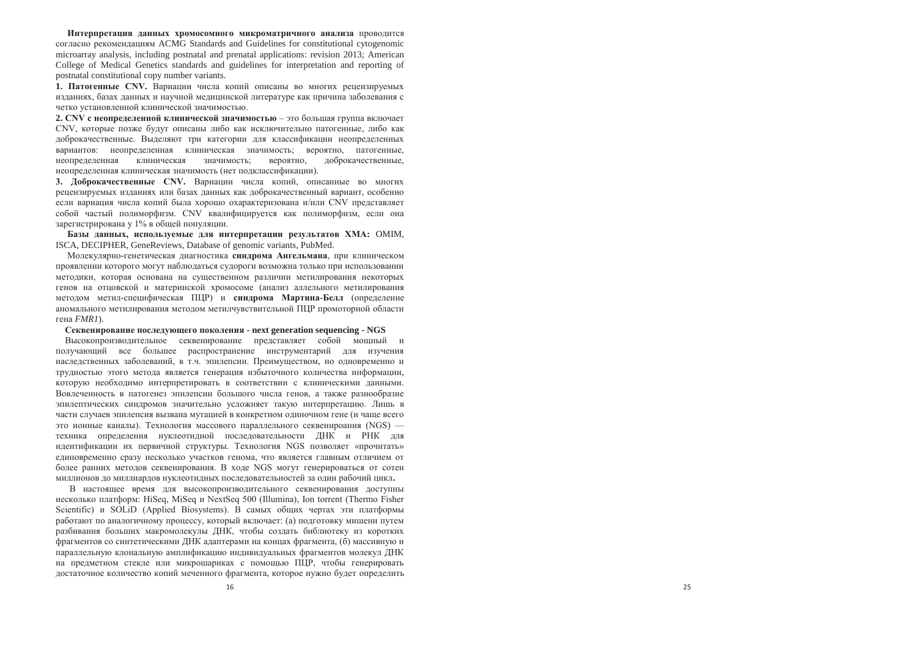**Интерпретация данных хромосомного микроматричного анализа** проводится согласно рекомендациям ACMG Standards and Guidelines for constitutional cytogenomic microarray analysis, including postnatal and prenatal applications: revision 2013; American College of Medical Genetics standards and guidelines for interpretation and reporting of postnatal constitutional copy number variants.

**1. Патогенные CNV.** Вариации числа копий описаны во многих рецензируемых изданиях, базах данных и научной медицинской литературе как причина заболевания с четко установленной клинической значимостью.

**2. CNV с неопределенной клинической значимостью** – это большая группа включает CNV, которые позже будут описаны либо как исключительно патогенные, либо как доброкачественные. Выделяют три категории для классификации неопределенных вариантов: неопределенная клиническая значимость; вероятно, патогенные, неопределенная клиническая значимость; вероятно, доброкачественные, неопределенная клиническая значимость (нет подклассификации).

**3. Доброкачественные CNV.** Вариации числа копий, описанные во многих рецензируемых изданиях или базах данных как доброкачественный вариант, особенно если вариация числа копий была хорошо охарактеризована и/или CNV представляет собой частый полиморфизм. CNV квалифицируется как полиморфизм, если она зарегистрирована у 1% в общей популяции.

**Базы данных, используемые для интерпретации результатов ХМА:** OMIM, ISCA, DECIPHER, GeneReviews, Database of genomic variants, PubMed.

Молекулярно-генетическая диагностика **синдрома Ангельмана**, при клиническом проявлении которого могут наблюдаться судороги возможна только при использовании методики, которая основана на существенном различии метилирования некоторых генов на отцовской и материнской хромосоме (анализ аллельного метилирования методом метил-специфическая ПЦР) и **синдрома Мартина-Белл** (определение аномального метилирования методом метилчувствительной ПЦР промоторной области гена *FMR1*).

**Секвенирование последующего поколения - next generation sequencing - NGS**

Высокопроизводительное секвенирование представляет собой мощный и получающий все большее распространение инструментарий для изучения наследственных заболеваний, в т.ч. эпилепсии. Преимуществом, но одновременно и трудностью этого метода является генерация избыточного количества информации, которую необходимо интерпретировать в соответствии с клиническими данными. Вовлеченность в патогенез эпилепсии большого числа генов, а также разнообразие эпилептических синдромов значительно усложняет такую интерпретацию. Лишь в части случаев эпилепсия вызвана мутацией в конкретном одиночном гене (и чаще всего это ионные каналы). Технология массового параллельного секвенироания (NGS) — техника определения нуклеотидной последовательности ДНК и РНК для идентификации их первичной структуры. Технология NGS позволяет «прочитать» единовременно сразу несколько участков генома, что является главным отличием от более ранних методов секвенирования. В ходе NGS могут генерироваться от сотен миллионов до миллиардов нуклеотидных последовательностей за один рабочий цикл**.**

В настоящее время для высокопроизводительного секвенирования доступны несколько платформ: HiSeq, MiSeq и NextSeq 500 (Illumina), Ion torrent (Thermo Fisher Scientific) и SOLiD (Applied Biosystems). В самых общих чертах эти платформы работают по аналогичному процессу, который включает: (а) подготовку мишени путем разбивания больших макромолекулы ДНК, чтобы создать библиотеку из коротких фрагментов со синтетическими ДНК адаптерами на концах фрагмента, (б) массивную и параллельную клональную амплификацию индивидуальных фрагментов молекул ДНК на предметном стекле или микрошариках с помощью ПЦР, чтобы генерировать достаточное количество копий меченного фрагмента, которое нужно будет определить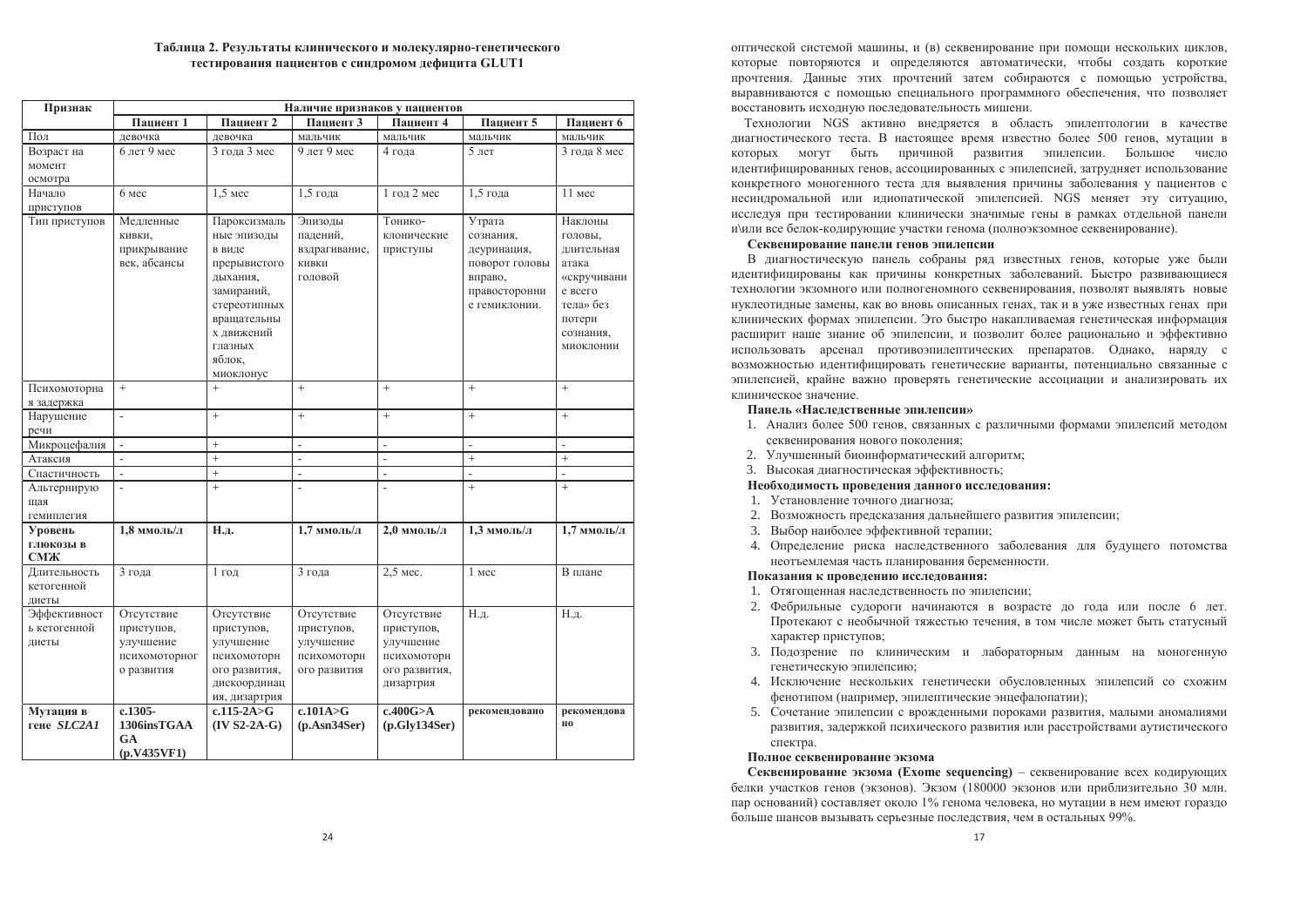Таблица 2. Результаты клинического и молекулярно-генетического тестирования пациентов с синдромом дефицита GLUT1

| Признак | Наличие признаков у пациентов | | | | | |
|---|---|---|---|---|---|---|
| | Пациент 1 | Пациент 2 | Пациент 3 | Пациент 4 | Пациент 5 | Пациент 6 |
| Пол | девочка | девочка | мальчик | мальчик | мальчик | мальчик |
| Возраст на момент осмотра | 6 лет 9 мес | 3 года 3 мес | 9 лет 9 мес | 4 года | 5 лет | 3 года 8 мес |
| Начало приступов | 6 мес | 1,5 мес | 1,5 года | 1 год 2 мес | 1,5 года | 11 мес |
| Тип приступов | Медленные кивки, прикрывание век, абсансы | Пароксизмальные эпизоды в виде прерывистого дыхания, замираний, стереотипных вращательных движений глазных яблок, миоклонус | Эпизоды падений, вздрагивание, кивки головой | Тонико-клонические приступы | Утрата сознания, деуринация, поворот головы вправо, правосторонние гемиклонии. | Наклоны головы, длительная атака «скручивание всего тела» без потери сознания, миоклонии |
| Психомоторная задержка | + | + | + | + | + | + |
| Нарушение речи | - | + | + | + | + | + |
| Микроцефалия | - | + | - | - | - | - |
| Атаксия | - | + | - | - | + | + |
| Спастичность | - | + | - | - | - | - |
| Альтернирующая гемиплегия | - | + | - | - | + | + |
| **Уровень глюкозы в СМЖ** | **1,8 ммоль/л** | **Н.д.** | **1,7 ммоль/л** | **2,0 ммоль/л** | **1,3 ммоль/л** | **1,7 ммоль/л** |
| Длительность кетогенной диеты | 3 года | 1 год | 3 года | 2,5 мес. | 1 мес | В плане |
| Эффективность кетогенной диеты | Отсутствие приступов, улучшение психомоторного развития | Отсутствие приступов, улучшение психомоторного развития, дискоординация, дизартрия | Отсутствие приступов, улучшение психомоторного развития | Отсутствие приступов, улучшение психомоторного развития, дизартрия | Н.д. | Н.д. |
| **Мутация в гене *SLC2A1*** | **c.1305-1306insTGAAGA (p.V435VF1)** | **c.115-2A>G (IV S2-2A-G)** | **c.101A>G (p.Asn34Ser)** | **c.400G>A (p.Gly134Ser)** | **рекомендовано** | **рекомендовано** |

оптической системой машины, и (в) секвенирование при помощи нескольких циклов, которые повторяются и определяются автоматически, чтобы создать короткие прочтения. Данные этих прочтений затем собираются с помощью устройства, выравниваются с помощью специального программного обеспечения, что позволяет восстановить исходную последовательность мишени.

Технологии NGS активно внедряется в область эпилептологии в качестве диагностического теста. В настоящее время известно более 500 генов, мутации в которых могут быть причиной развития эпилепсии. Большое число идентифицированных генов, ассоциированных с эпилепсией, затрудняет использование конкретного моногенного теста для выявления причины заболевания у пациентов с несиндромальной или идиопатической эпилепсией. NGS меняет эту ситуацию, исследуя при тестировании клинически значимые гены в рамках отдельной панели и\или все белок-кодирующие участки генома (полноэкзомное секвенирование).

**Секвенирование панели генов эпилепсии**

В диагностическую панель собраны ряд известных генов, которые уже были идентифицированы как причины конкретных заболеваний. Быстро развивающиеся технологии экзомного или полногеномного секвенирования, позволят выявлять новые нуклеотидные замены, как во вновь описанных генах, так и в уже известных генах при клинических формах эпилепсии. Это быстро накапливаемая генетическая информация расширит наше знание об эпилепсии, и позволит более рационально и эффективно использовать арсенал противоэпилептических препаратов. Однако, наряду с возможностью идентифицировать генетические варианты, потенциально связанные с эпилепсией, крайне важно проверять генетические ассоциации и анализировать их клиническое значение.

**Панель «Наследственные эпилепсии»**

1. Анализ более 500 генов, связанных с различными формами эпилепсий методом секвенирования нового поколения;
2. Улучшенный биоинформатический алгоритм;
3. Высокая диагностическая эффективность;

**Необходимость проведения данного исследования:**

1. Установление точного диагноза;
2. Возможность предсказания дальнейшего развития эпилепсии;
3. Выбор наиболее эффективной терапии;
4. Определение риска наследственного заболевания для будущего потомства неотъемлемая часть планирования беременности.

**Показания к проведению исследования:**

1. Отягощенная наследственность по эпилепсии;
2. Фебрильные судороги начинаются в возрасте до года или после 6 лет. Протекают с необычной тяжестью течения, в том числе может быть статусный характер приступов;
3. Подозрение по клиническим и лабораторным данным на моногенную генетическую эпилепсию;
4. Исключение нескольких генетически обусловленных эпилепсий со схожим фенотипом (например, эпилептические энцефалопатии);
5. Сочетание эпилепсии с врожденными пороками развития, малыми аномалиями развития, задержкой психического развития или расстройствами аутистического спектра.

**Полное секвенирование экзома**

**Секвенирование экзома (Exome sequencing)** – секвенирование всех кодирующих белки участков генов (экзонов). Экзом (180000 экзонов или приблизительно 30 млн. пар оснований) составляет около 1% генома человека, но мутации в нем имеют гораздо больше шансов вызывать серьезные последствия, чем в остальных 99%.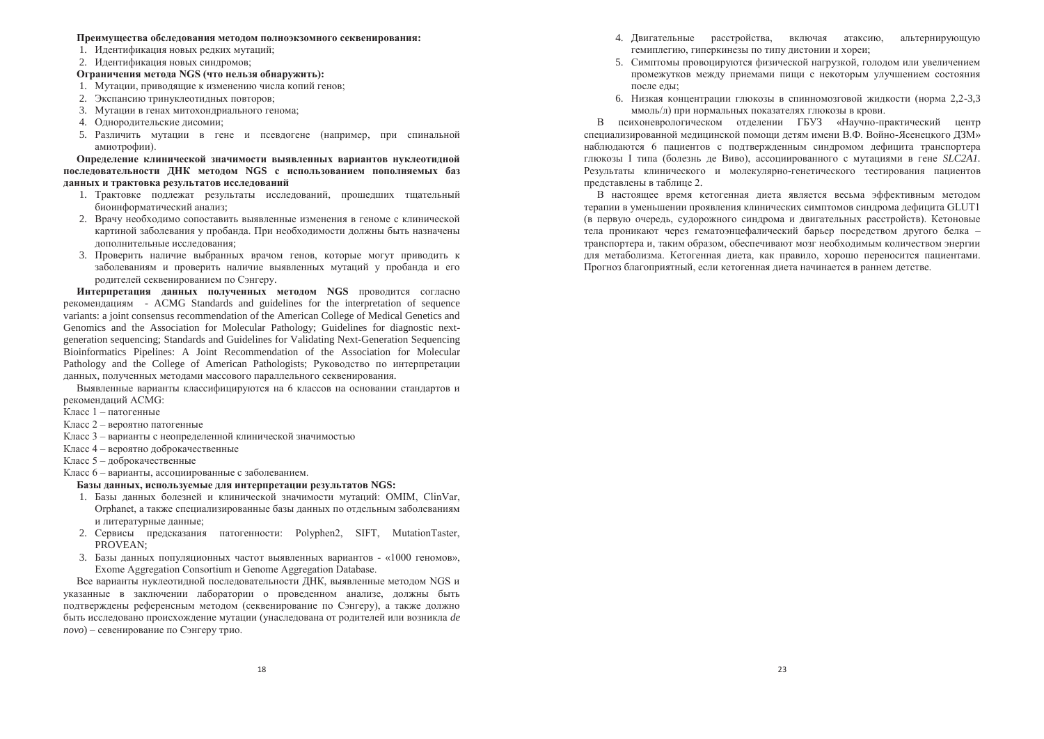**Преимущества обследования методом полноэкзомного секвенирования:**

1. Идентификация новых редких мутаций;
2. Идентификация новых синдромов;

**Ограничения метода NGS (что нельзя обнаружить):**

1. Мутации, приводящие к изменению числа копий генов;
2. Экспансию тринуклеотидных повторов;
3. Мутации в генах митохондриального генома;
4. Однородительские дисомии;
5. Различить мутации в гене и псевдогене (например, при спинальной амиотрофии).

**Определение клинической значимости выявленных вариантов нуклеотидной последовательности ДНК методом NGS с использованием пополняемых баз данных и трактовка результатов исследований**

1. Трактовке подлежат результаты исследований, прошедших тщательный биоинформатический анализ;
2. Врачу необходимо сопоставить выявленные изменения в геноме с клинической картиной заболевания у пробанда. При необходимости должны быть назначены дополнительные исследования;
3. Проверить наличие выбранных врачом генов, которые могут приводить к заболеваниям и проверить наличие выявленных мутаций у пробанда и его родителей секвенированием по Сэнгеру.

**Интерпретация данных полученных методом NGS** проводится согласно рекомендациям - ACMG Standards and guidelines for the interpretation of sequence variants: a joint consensus recommendation of the American College of Medical Genetics and Genomics and the Association for Molecular Pathology; Guidelines for diagnostic next-generation sequencing; Standards and Guidelines for Validating Next-Generation Sequencing Bioinformatics Pipelines: A Joint Recommendation of the Association for Molecular Pathology and the College of American Pathologists; Руководство по интерпретации данных, полученных методами массового параллельного секвенирования.

Выявленные варианты классифицируются на 6 классов на основании стандартов и рекомендаций ACMG:

Класс 1 – патогенные

Класс 2 – вероятно патогенные

Класс 3 – варианты с неопределенной клинической значимостью

Класс 4 – вероятно доброкачественные

Класс 5 – доброкачественные

Класс 6 – варианты, ассоциированные с заболеванием.

**Базы данных, используемые для интерпретации результатов NGS:**

1. Базы данных болезней и клинической значимости мутаций: OMIM, ClinVar, Orphanet, а также специализированные базы данных по отдельным заболеваниям и литературные данные;
2. Сервисы предсказания патогенности: Polyphen2, SIFT, MutationTaster, PROVEAN;
3. Базы данных популяционных частот выявленных вариантов - «1000 геномов», Exome Aggregation Consortium и Genome Aggregation Database.

Все варианты нуклеотидной последовательности ДНК, выявленные методом NGS и указанные в заключении лаборатории о проведенном анализе, должны быть подтверждены референсным методом (секвенирование по Сэнгеру), а также должно быть исследовано происхождение мутации (унаследована от родителей или возникла *de novo*) – севенирование по Сэнгеру трио.

4. Двигательные расстройства, включая атаксию, альтернирующую гемиплегию, гиперкинезы по типу дистонии и хореи;
5. Симптомы провоцируются физической нагрузкой, голодом или увеличением промежутков между приемами пищи с некоторым улучшением состояния после еды;
6. Низкая концентрации глюкозы в спинномозговой жидкости (норма 2,2-3,3 ммоль/л) при нормальных показателях глюкозы в крови.

В психоневрологическом отделении ГБУЗ «Научно-практический центр специализированной медицинской помощи детям имени В.Ф. Войно-Ясенецкого ДЗМ» наблюдаются 6 пациентов с подтвержденным синдромом дефицита транспортера глюкозы I типа (болезнь де Виво), ассоциированного с мутациями в гене *SLC2A1*. Результаты клинического и молекулярно-генетического тестирования пациентов представлены в таблице 2.

В настоящее время кетогенная диета является весьма эффективным методом терапии в уменьшении проявления клинических симптомов синдрома дефицита GLUT1 (в первую очередь, судорожного синдрома и двигательных расстройств). Кетоновые тела проникают через гематоэнцефалический барьер посредством другого белка – транспортера и, таким образом, обеспечивают мозг необходимым количеством энергии для метаболизма. Кетогенная диета, как правило, хорошо переносится пациентами. Прогноз благоприятный, если кетогенная диета начинается в раннем детстве.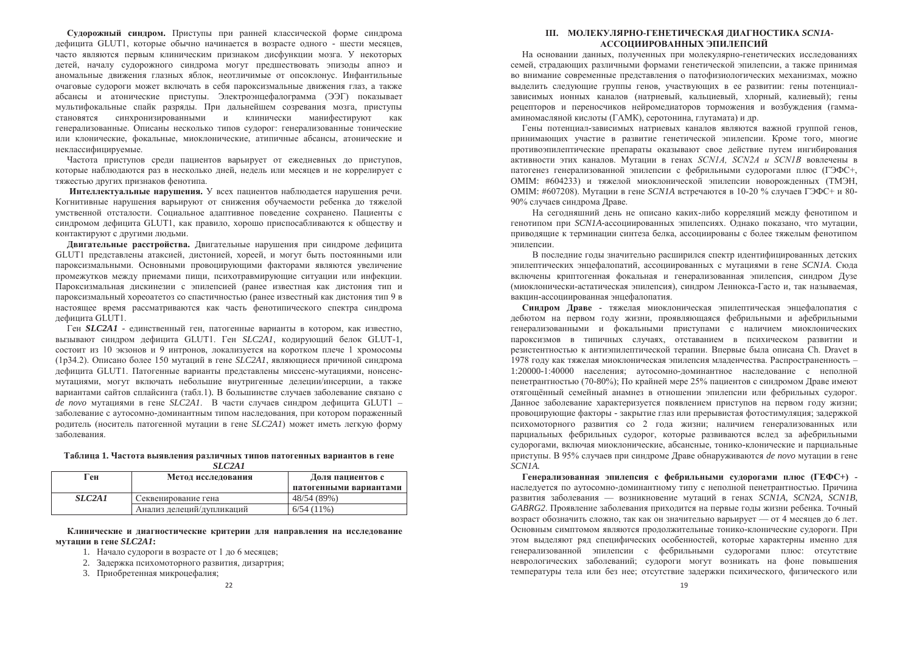**Судорожный синдром.** Приступы при ранней классической форме синдрома дефицита GLUT1, которые обычно начинается в возрасте одного - шести месяцев, часто являются первым клиническим признаком дисфункции мозга. У некоторых детей, началу судорожного синдрома могут предшествовать эпизоды апноэ и аномальные движения глазных яблок, неотличимые от опсоклонус. Инфантильные очаговые судороги может включать в себя пароксизмальные движения глаз, а также абсансы и атонические приступы. Электроэнцефалограмма (ЭЭГ) показывает мультифокальные спайк разряды. При дальнейшем созревания мозга, приступы становятся синхронизированными и клинически манифестируют как генерализованные. Описаны несколько типов судорог: генерализованные тонические или клонические, фокальные, миоклонические, атипичные абсансы, атонические и неклассифицируемые.

Частота приступов среди пациентов варьирует от ежедневных до приступов, которые наблюдаются раз в несколько дней, недель или месяцев и не коррелирует с тяжестью других признаков фенотипа.

**Интеллектуальные нарушения.** У всех пациентов наблюдается нарушения речи. Когнитивные нарушения варьируют от снижения обучаемости ребенка до тяжелой умственной отсталости. Социальное адаптивное поведение сохранено. Пациенты с синдромом дефицита GLUT1, как правило, хорошо приспосабливаются к обществу и контактируют с другими людьми.

**Двигательные расстройства.** Двигательные нарушения при синдроме дефицита GLUT1 представлены атаксией, дистонией, хореей, и могут быть постоянными или пароксизмальными. Основными провоцирующими факторами являются увеличение промежутков между приемами пищи, психотравмирующие ситуации или инфекции. Пароксизмальная дискинезии с эпилепсией (ранее известная как дистония тип и пароксизмальный хореоатетоз со спастичностью (ранее известный как дистония тип 9 в настоящее время рассматриваются как часть фенотипического спектра синдрома дефицита GLUT1.

Ген ***SLC2A1*** - единственный ген, патогенные варианты в котором, как известно, вызывают синдром дефицита GLUT1. Ген *SLC2A1*, кодирующий белок GLUT-1, состоит из 10 экзонов и 9 интронов, локализуется на коротком плече 1 хромосомы (1p34.2). Описано более 150 мутаций в гене *SLC2A1*, являющиеся причиной синдрома дефицита GLUT1. Патогенные варианты представлены миссенс-мутациями, нонсенс-мутациями, могут включать небольшие внутригенные делеции/инсерции, а также вариантами сайтов сплайсинга (табл.1). В большинстве случаев заболевание связано с *de novo* мутациями в гене *SLC2A1*. В части случаев синдром дефицита GLUT1 – заболевание с аутосомно-доминантным типом наследования, при котором пораженный родитель (носитель патогенной мутации в гене *SLC2A1*) может иметь легкую форму заболевания.

**Таблица 1. Частота выявления различных типов патогенных вариантов в гене *SLC2A1***

| Ген | Метод исследования | Доля пациентов с патогенными вариантами |
|---|---|---|
| ***SLC2A1*** | Секвенирование гена | 48/54 (89%) |
| | Анализ делеций/дупликаций | 6/54 (11%) |

**Клинические и диагностические критерии для направления на исследование мутации в гене *SLC2A1*:**

1. Начало судороги в возрасте от 1 до 6 месяцев;
2. Задержка психомоторного развития, дизартрия;
3. Приобретенная микроцефалия;

## III. МОЛЕКУЛЯРНО-ГЕНЕТИЧЕСКАЯ ДИАГНОСТИКА *SCN1A*-АССОЦИИРОВАННЫХ ЭПИЛЕПСИЙ

На основании данных, полученных при молекулярно-генетических исследованиях семей, страдающих различными формами генетической эпилепсии, а также принимая во внимание современные представления о патофизиологических механизмах, можно выделить следующие группы генов, участвующих в ее развитии: гены потенциал-зависимых ионных каналов (натриевый, кальциевый, хлорный, калиевый); гены рецепторов и переносчиков нейромедиаторов торможения и возбуждения (гамма-аминомасляной кислоты (ГАМК), серотонина, глутамата) и др.

Гены потенциал-зависимых натриевых каналов являются важной группой генов, принимающих участие в развитие генетической эпилепсии. Кроме того, многие противоэпилептические препараты оказывают свое действие путем ингибирования активности этих каналов. Мутации в генах *SCN1A, SCN2A и SCN1B* вовлечены в патогенез генерализованной эпилепсии с фебрильными судорогами плюс (ГЭФС+, OMIM: #604233) и тяжелой миоклонической эпилепсии новорожденных (ТМЭН, OMIM: #607208). Мутации в гене *SCN1A* встречаются в 10-20 % случаев ГЭФС+ и 80-90% случаев синдрома Драве.

На сегодняшний день не описано каких-либо корреляций между фенотипом и генотипом при *SCN1A*-ассоциированных эпилепсиях. Однако показано, что мутации, приводящие к терминации синтеза белка, ассоциированы с более тяжелым фенотипом эпилепсии.

В последние годы значительно расширился спектр идентифицированных детских эпилептических энцефалопатий, ассоциированных с мутациями в гене *SCN1A*. Сюда включены криптогенная фокальная и генерализованная эпилепсия, синдром Дузе (миоклонически-астатическая эпилепсия), синдром Леннокса-Гасто и, так называемая, вакцин-ассоциированная энцефалопатия.

**Синдром Драве** - тяжелая миоклоническая эпилептическая энцефалопатия с дебютом на первом году жизни, проявляющаяся фебрильными и афебрильными генерализованными и фокальными приступами с наличием миоклонических пароксизмов в типичных случаях, отставанием в психическом развитии и резистентностью к антиэпилептической терапии. Впервые была описана Ch. Dravet в 1978 году как тяжелая миоклоническая эпилепсия младенчества. Распространенность – 1:20000-1:40000 населения; аутосомно-доминантное наследование с неполной пенетрантностью (70-80%); По крайней мере 25% пациентов с синдромом Драве имеют отягощённый семейный анамнез в отношении эпилепсии или фебрильных судорог. Данное заболевание характеризуется появлением приступов на первом году жизни; провоцирующие факторы - закрытие глаз или прерывистая фотостимуляция; задержкой психомоторного развития со 2 года жизни; наличием генерализованных или парциальных фебрильных судорог, которые развиваются вслед за афебрильными судорогами, включая миоклонические, абсансные, тонико-клонические и парциальные приступы. В 95% случаев при синдроме Драве обнаруживаются *de novo* мутации в гене *SCN1A.*

**Генерализованная эпилепсия с фебрильными судорогами плюс (ГЕФС+)** - наследуется по аутосомно-доминантному типу с неполной пенетрантностью. Причина развития заболевания — возникновение мутаций в генах *SCN1A, SCN2A, SCN1B, GABRG2*. Проявление заболевания приходится на первые годы жизни ребенка. Точный возраст обозначить сложно, так как он значительно варьирует — от 4 месяцев до 6 лет. Основным симптомом являются продолжительные тонико-клонические судороги. При этом выделяют ряд специфических особенностей, которые характерны именно для генерализованной эпилепсии с фебрильными судорогами плюс: отсутствие неврологических заболеваний; судороги могут возникать на фоне повышения температуры тела или без нее; отсутствие задержки психического, физического или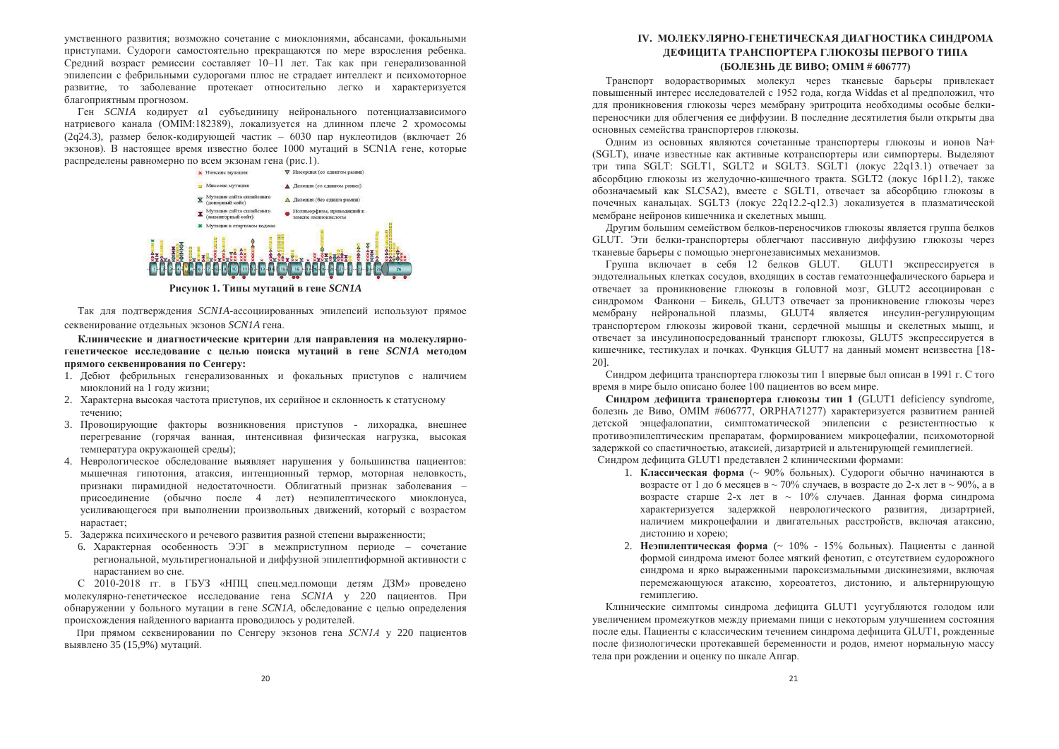умственного развития; возможно сочетание с миоклониями, абсансами, фокальными приступами. Судороги самостоятельно прекращаются по мере взросления ребенка. Средний возраст ремиссии составляет 10–11 лет. Так как при генерализованной эпилепсии с фебрильными судорогами плюс не страдает интеллект и психомоторное развитие, то заболевание протекает относительно легко и характеризуется благоприятным прогнозом.

Ген *SCN1A* кодирует α1 субъединицу нейронального потенциалзависимого натриевого канала (OMIM:182389), локализуется на длинном плече 2 хромосомы (2q24.3), размер белок-кодирующей частик – 6030 пар нуклеотидов (включает 26 экзонов). В настоящее время известно более 1000 мутаций в SCN1A гене, которые распределены равномерно по всем экзонам гена (рис.1).

Нонсенс мутация
Инсерция (со сдвигом рамки)
Миссенс мутация
Делеция (со сдвигом рамки)
Мутация сайта сплайсинга (донорный сайт)
Делеция (без сдвига рамки)
Мутация сайта сплайсинга (акцепторный сайт)
Полиморфизм, приводящий к замене аминокислоты
Мутация в стартовом кодоне

**Рисунок 1. Типы мутаций в гене *SCN1A***

Так для подтверждения *SCN1A*-ассоциированных эпилепсий используют прямое секвенирование отдельных экзонов *SCN1A* гена.

**Клинические и диагностические критерии для направления на молекулярно-генетическое исследование с целью поиска мутаций в гене *SCN1A* методом прямого секвенирования по Сенгеру:**

1. Дебют фебрильных генерализованных и фокальных приступов с наличием миоклоний на 1 году жизни;
2. Характерна высокая частота приступов, их серийное и склонность к статусному течению;
3. Провоцирующие факторы возникновения приступов - лихорадка, внешнее перегревание (горячая ванная, интенсивная физическая нагрузка, высокая температура окружающей среды);
4. Неврологическое обследование выявляет нарушения у большинства пациентов: мышечная гипотония, атаксия, интенционный тремор, моторная неловкость, признаки пирамидной недостаточности. Облигатный признак заболевания – присоединение (обычно после 4 лет) неэпилептического миоклонуса, усиливающегося при выполнении произвольных движений, который с возрастом нарастает;
5. Задержка психического и речевого развития разной степени выраженности;
6. Характерная особенность ЭЭГ в межприступном периоде – сочетание региональной, мультирегиональной и диффузной эпилептиформной активности с нарастанием во сне.

С 2010-2018 гг. в ГБУЗ «НПЦ спец.мед.помощи детям ДЗМ» проведено молекулярно-генетическое исследование гена *SCN1A* у 220 пациентов. При обнаружении у больного мутации в гене *SCN1A*, обследование с целью определения происхождения найденного варианта проводилось у родителей.

При прямом секвенировании по Сенгеру экзонов гена *SCN1A* у 220 пациентов выявлено 35 (15,9%) мутаций.

## IV. МОЛЕКУЛЯРНО-ГЕНЕТИЧЕСКАЯ ДИАГНОСТИКА СИНДРОМА ДЕФИЦИТА ТРАНСПОРТЕРА ГЛЮКОЗЫ ПЕРВОГО ТИПА (БОЛЕЗНЬ ДЕ ВИВО; OMIM # 606777)

Транспорт водорастворимых молекул через тканевые барьеры привлекает повышенный интерес исследователей с 1952 года, когда Widdas et al предположил, что для проникновения глюкозы через мембрану эритроцита необходимы особые белки-переносчики для облегчения ее диффузии. В последние десятилетия были открыты два основных семейства транспортеров глюкозы.

Одним из основных являются сочетанные транспортеры глюкозы и ионов Na+ (SGLT), иначе известные как активные котранспортеры или симпортеры. Выделяют три типа SGLT: SGLT1, SGLT2 и SGLT3. SGLT1 (локус 22q13.1) отвечает за абсорбцию глюкозы из желудочно-кишечного тракта. SGLT2 (локус 16p11.2), также обозначаемый как SLC5A2), вместе с SGLT1, отвечает за абсорбцию глюкозы в почечных канальцах. SGLT3 (локус 22q12.2-q12.3) локализуется в плазматической мембране нейронов кишечника и скелетных мышц.

Другим большим семейством белков-переносчиков глюкозы является группа белков GLUT. Эти белки-транспортеры облегчают пассивную диффузию глюкозы через тканевые барьеры с помощью энергонезависимых механизмов.

Группа включает в себя 12 белков GLUT. GLUT1 экспрессируется в эндотелиальных клетках сосудов, входящих в состав гематоэнцефалического барьера и отвечает за проникновение глюкозы в головной мозг, GLUT2 ассоциирован с синдромом Фанкони – Бикель, GLUT3 отвечает за проникновение глюкозы через мембрану нейрональной плазмы, GLUT4 является инсулин-регулирующим транспортером глюкозы жировой ткани, сердечной мышцы и скелетных мышц, и отвечает за инсулинопосредованный транспорт глюкозы, GLUT5 экспрессируется в кишечнике, тестикулах и почках. Функция GLUT7 на данный момент неизвестна [18-20].

Синдром дефицита транспортера глюкозы тип 1 впервые был описан в 1991 г. С того время в мире было описано более 100 пациентов во всем мире.

**Синдром дефицита транспортера глюкозы тип 1** (GLUT1 deficiency syndrome, болезнь де Виво, OMIM #606777, ORPHA71277) характеризуется развитием ранней детской энцефалопатии, симптоматической эпилепсии с резистентностью к противоэпилептическим препаратам, формированием микроцефалии, психомоторной задержкой со спастичностью, атаксией, дизартрией и альтернирующей гемиплегией.

Синдром дефицита GLUT1 представлен 2 клиническими формами:

1. **Классическая форма** (~ 90% больных). Судороги обычно начинаются в возрасте от 1 до 6 месяцев в ~ 70% случаев, в возрасте до 2-х лет в ~ 90%, а в возрасте старше 2-х лет в ~ 10% случаев. Данная форма синдрома характеризуется задержкой неврологического развития, дизартрией, наличием микроцефалии и двигательных расстройств, включая атаксию, дистонию и хорею;
2. **Неэпилептическая форма** (~ 10% - 15% больных). Пациенты с данной формой синдрома имеют более мягкий фенотип, с отсутствием судорожного синдрома и ярко выраженными пароксизмальными дискинезиями, включая перемежающуюся атаксию, хореоатетоз, дистонию, и альтернирующую гемиплегию.

Клинические симптомы синдрома дефицита GLUT1 усугубляются голодом или увеличением промежутков между приемами пищи с некоторым улучшением состояния после еды. Пациенты с классическим течением синдрома дефицита GLUT1, рожденные после физиологически протекавшей беременности и родов, имеют нормальную массу тела при рождении и оценку по шкале Апгар.